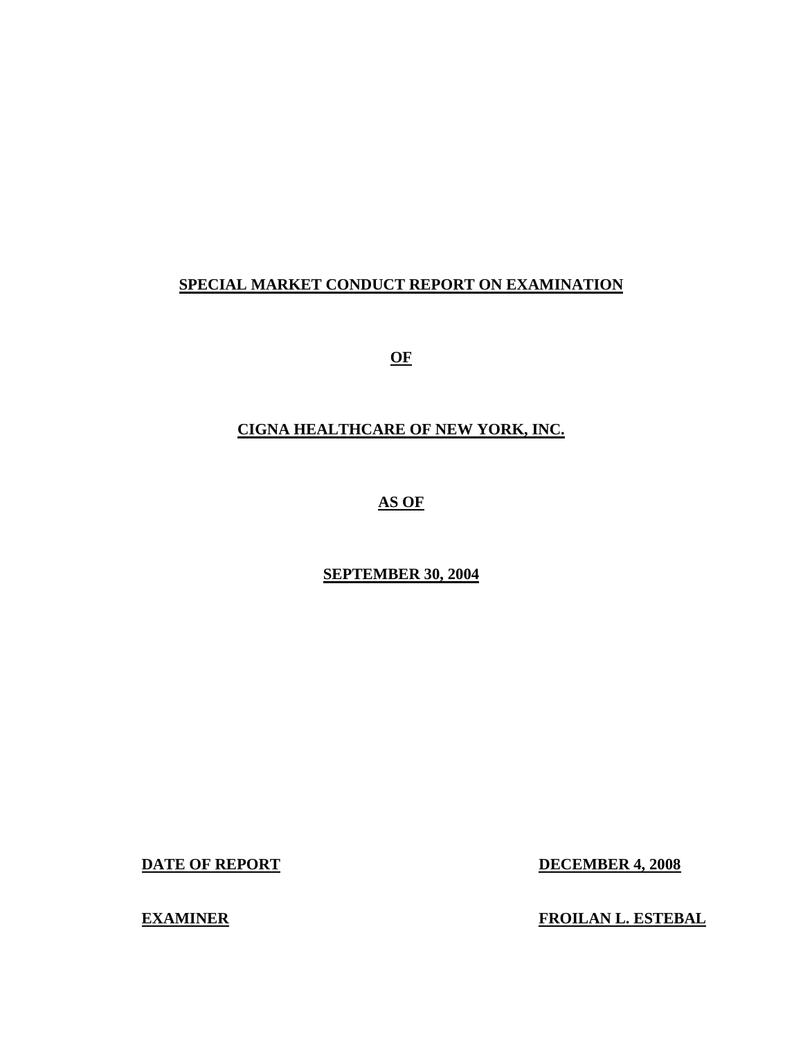# SPECIAL MARKET CONDUCT REPORT ON EXAMINATION

**OF**

**CIGNA HEALTHCARE OF NEW YORK, INC.**

**AS OF**

**SEPTEMBER 30, 2004**

| | |
|---|---|
| **DATE OF REPORT** | **DECEMBER 4, 2008** |
| **EXAMINER** | **FROILAN L. ESTEBAL** |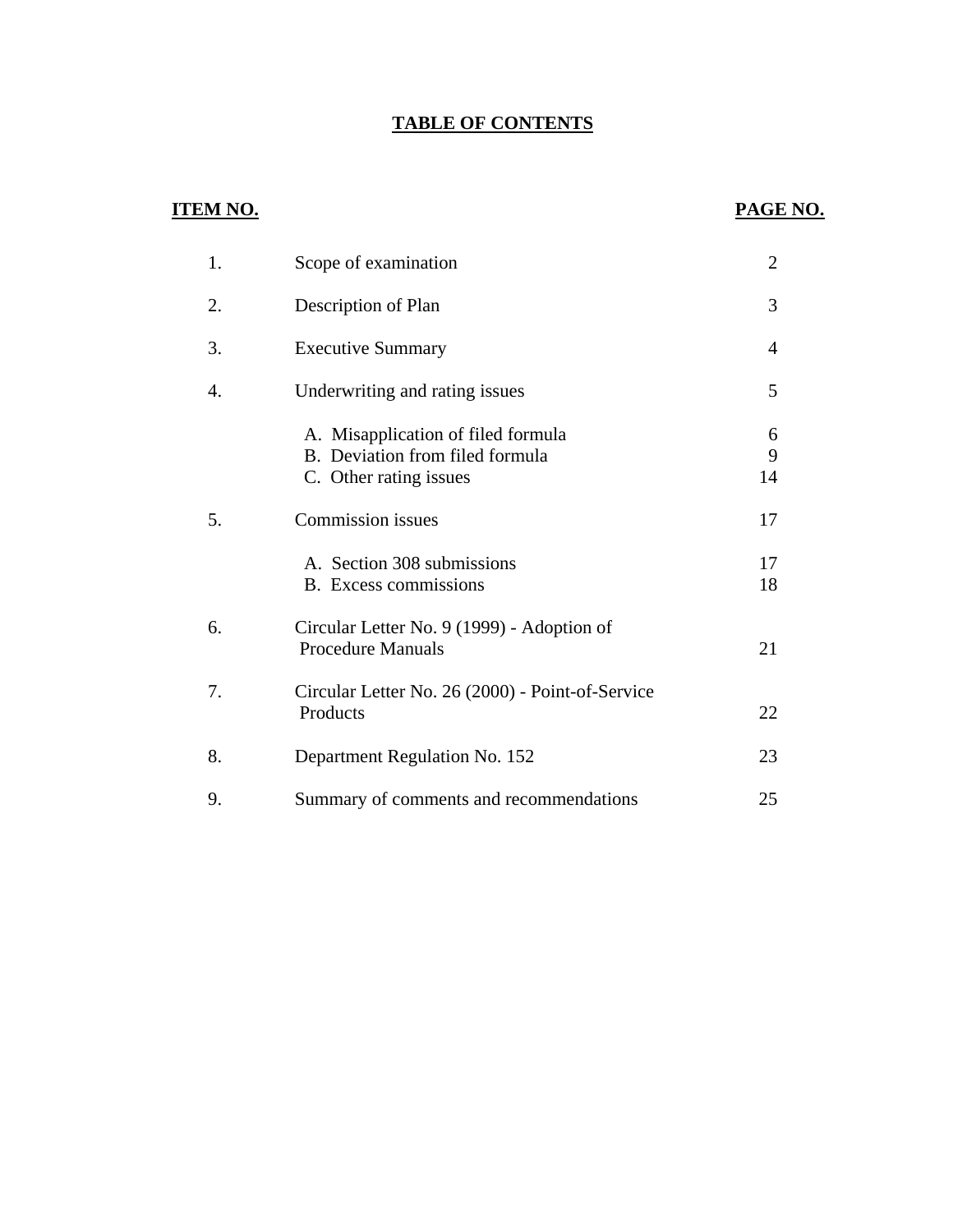# TABLE OF CONTENTS

| ITEM NO. | | PAGE NO. |
|---|---|---|
| 1. | Scope of examination | 2 |
| 2. | Description of Plan | 3 |
| 3. | Executive Summary | 4 |
| 4. | Underwriting and rating issues | 5 |
| | A. Misapplication of filed formula | 6 |
| | B. Deviation from filed formula | 9 |
| | C. Other rating issues | 14 |
| 5. | Commission issues | 17 |
| | A. Section 308 submissions | 17 |
| | B. Excess commissions | 18 |
| 6. | Circular Letter No. 9 (1999) - Adoption of Procedure Manuals | 21 |
| 7. | Circular Letter No. 26 (2000) - Point-of-Service Products | 22 |
| 8. | Department Regulation No. 152 | 23 |
| 9. | Summary of comments and recommendations | 25 |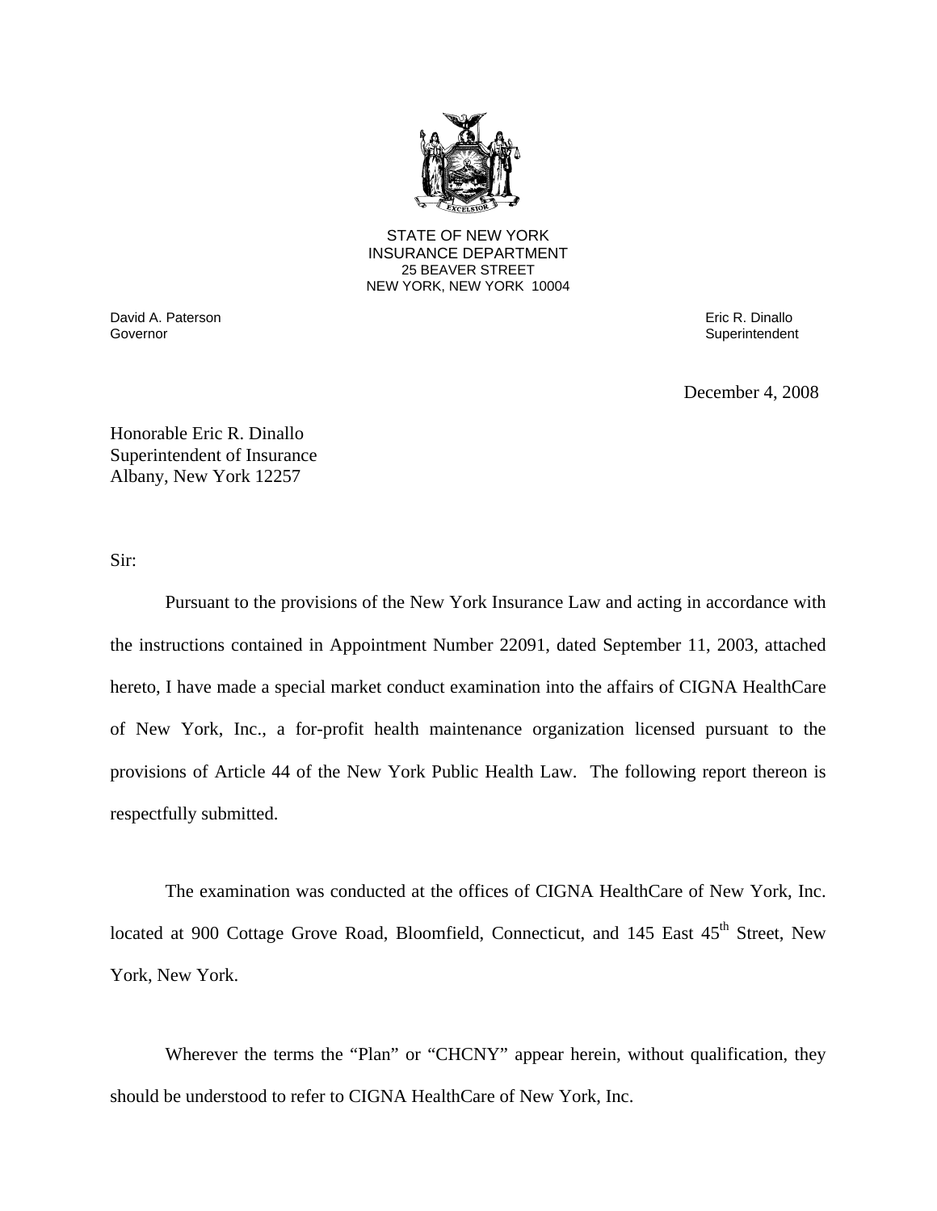STATE OF NEW YORK
INSURANCE DEPARTMENT
25 BEAVER STREET
NEW YORK, NEW YORK 10004

David A. Paterson
Governor

Eric R. Dinallo
Superintendent

December 4, 2008

Honorable Eric R. Dinallo
Superintendent of Insurance
Albany, New York 12257

Sir:

Pursuant to the provisions of the New York Insurance Law and acting in accordance with the instructions contained in Appointment Number 22091, dated September 11, 2003, attached hereto, I have made a special market conduct examination into the affairs of CIGNA HealthCare of New York, Inc., a for-profit health maintenance organization licensed pursuant to the provisions of Article 44 of the New York Public Health Law. The following report thereon is respectfully submitted.

The examination was conducted at the offices of CIGNA HealthCare of New York, Inc. located at 900 Cottage Grove Road, Bloomfield, Connecticut, and 145 East 45th Street, New York, New York.

Wherever the terms the "Plan" or "CHCNY" appear herein, without qualification, they should be understood to refer to CIGNA HealthCare of New York, Inc.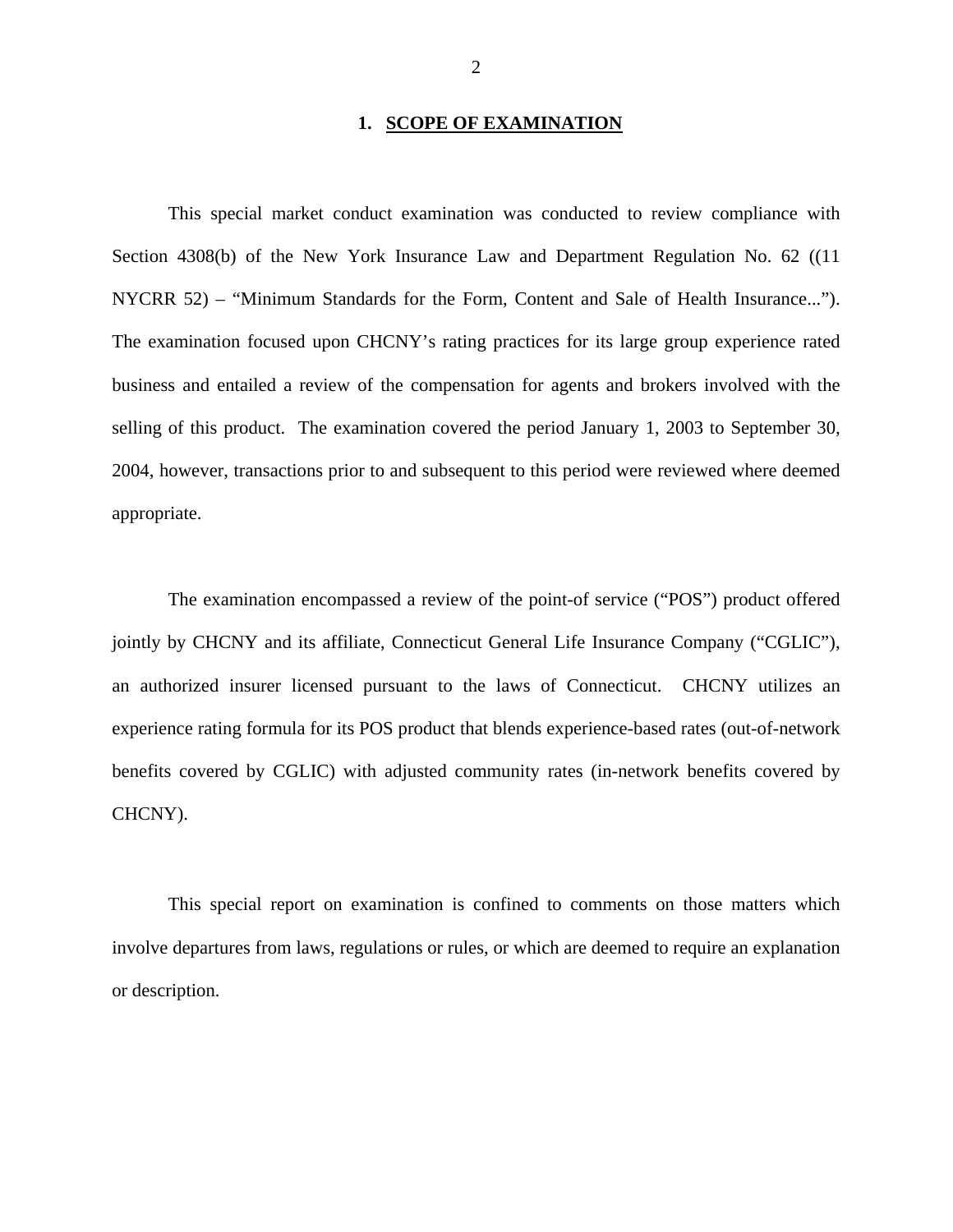## 1. SCOPE OF EXAMINATION

This special market conduct examination was conducted to review compliance with Section 4308(b) of the New York Insurance Law and Department Regulation No. 62 ((11 NYCRR 52) – "Minimum Standards for the Form, Content and Sale of Health Insurance..."). The examination focused upon CHCNY's rating practices for its large group experience rated business and entailed a review of the compensation for agents and brokers involved with the selling of this product. The examination covered the period January 1, 2003 to September 30, 2004, however, transactions prior to and subsequent to this period were reviewed where deemed appropriate.

The examination encompassed a review of the point-of service ("POS") product offered jointly by CHCNY and its affiliate, Connecticut General Life Insurance Company ("CGLIC"), an authorized insurer licensed pursuant to the laws of Connecticut. CHCNY utilizes an experience rating formula for its POS product that blends experience-based rates (out-of-network benefits covered by CGLIC) with adjusted community rates (in-network benefits covered by CHCNY).

This special report on examination is confined to comments on those matters which involve departures from laws, regulations or rules, or which are deemed to require an explanation or description.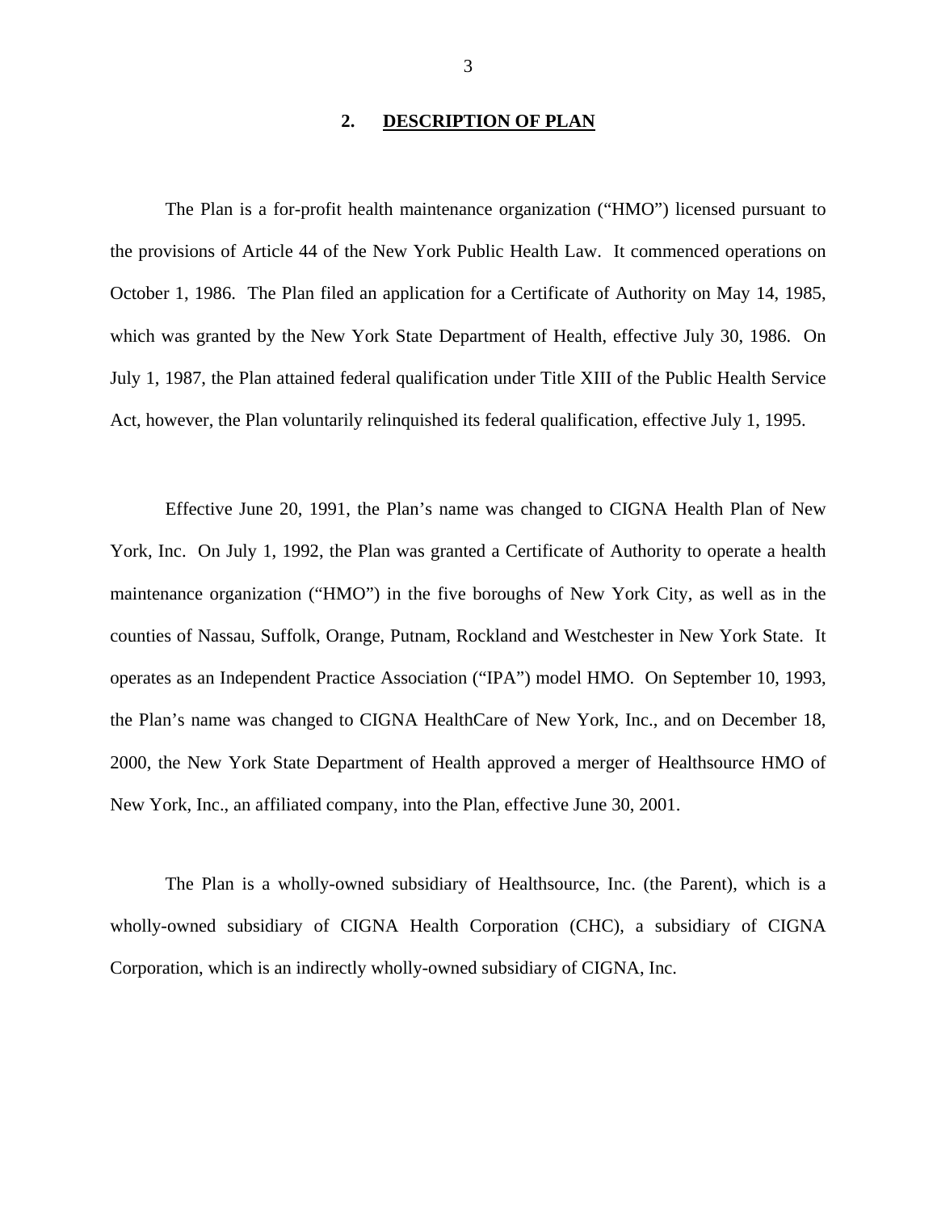## 2. DESCRIPTION OF PLAN

The Plan is a for-profit health maintenance organization ("HMO") licensed pursuant to the provisions of Article 44 of the New York Public Health Law. It commenced operations on October 1, 1986. The Plan filed an application for a Certificate of Authority on May 14, 1985, which was granted by the New York State Department of Health, effective July 30, 1986. On July 1, 1987, the Plan attained federal qualification under Title XIII of the Public Health Service Act, however, the Plan voluntarily relinquished its federal qualification, effective July 1, 1995.

Effective June 20, 1991, the Plan's name was changed to CIGNA Health Plan of New York, Inc. On July 1, 1992, the Plan was granted a Certificate of Authority to operate a health maintenance organization ("HMO") in the five boroughs of New York City, as well as in the counties of Nassau, Suffolk, Orange, Putnam, Rockland and Westchester in New York State. It operates as an Independent Practice Association ("IPA") model HMO. On September 10, 1993, the Plan's name was changed to CIGNA HealthCare of New York, Inc., and on December 18, 2000, the New York State Department of Health approved a merger of Healthsource HMO of New York, Inc., an affiliated company, into the Plan, effective June 30, 2001.

The Plan is a wholly-owned subsidiary of Healthsource, Inc. (the Parent), which is a wholly-owned subsidiary of CIGNA Health Corporation (CHC), a subsidiary of CIGNA Corporation, which is an indirectly wholly-owned subsidiary of CIGNA, Inc.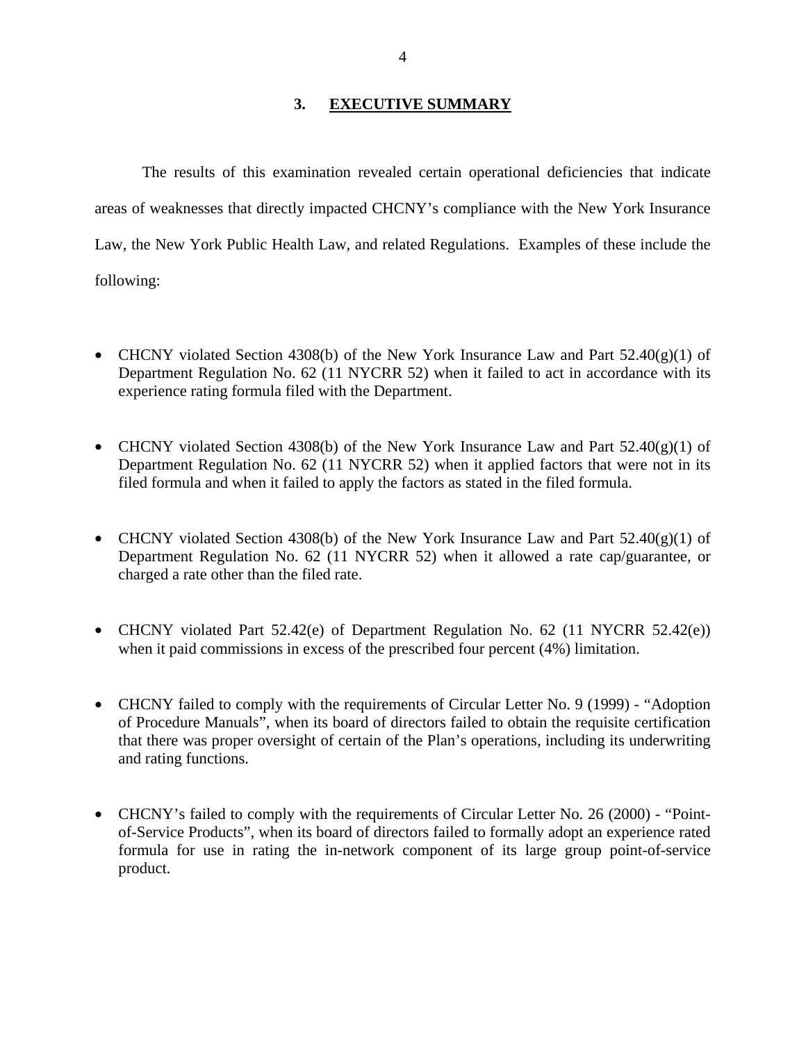## 3. EXECUTIVE SUMMARY

The results of this examination revealed certain operational deficiencies that indicate areas of weaknesses that directly impacted CHCNY's compliance with the New York Insurance Law, the New York Public Health Law, and related Regulations. Examples of these include the following:

- CHCNY violated Section 4308(b) of the New York Insurance Law and Part 52.40(g)(1) of Department Regulation No. 62 (11 NYCRR 52) when it failed to act in accordance with its experience rating formula filed with the Department.
- CHCNY violated Section 4308(b) of the New York Insurance Law and Part 52.40(g)(1) of Department Regulation No. 62 (11 NYCRR 52) when it applied factors that were not in its filed formula and when it failed to apply the factors as stated in the filed formula.
- CHCNY violated Section 4308(b) of the New York Insurance Law and Part 52.40(g)(1) of Department Regulation No. 62 (11 NYCRR 52) when it allowed a rate cap/guarantee, or charged a rate other than the filed rate.
- CHCNY violated Part 52.42(e) of Department Regulation No. 62 (11 NYCRR 52.42(e)) when it paid commissions in excess of the prescribed four percent (4%) limitation.
- CHCNY failed to comply with the requirements of Circular Letter No. 9 (1999) - "Adoption of Procedure Manuals", when its board of directors failed to obtain the requisite certification that there was proper oversight of certain of the Plan's operations, including its underwriting and rating functions.
- CHCNY's failed to comply with the requirements of Circular Letter No. 26 (2000) - "Point-of-Service Products", when its board of directors failed to formally adopt an experience rated formula for use in rating the in-network component of its large group point-of-service product.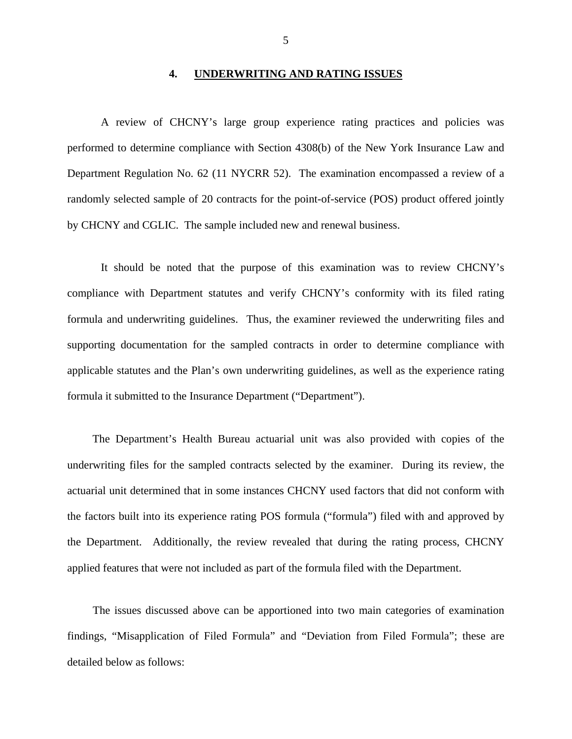## 4. UNDERWRITING AND RATING ISSUES

A review of CHCNY's large group experience rating practices and policies was performed to determine compliance with Section 4308(b) of the New York Insurance Law and Department Regulation No. 62 (11 NYCRR 52). The examination encompassed a review of a randomly selected sample of 20 contracts for the point-of-service (POS) product offered jointly by CHCNY and CGLIC. The sample included new and renewal business.

It should be noted that the purpose of this examination was to review CHCNY's compliance with Department statutes and verify CHCNY's conformity with its filed rating formula and underwriting guidelines. Thus, the examiner reviewed the underwriting files and supporting documentation for the sampled contracts in order to determine compliance with applicable statutes and the Plan's own underwriting guidelines, as well as the experience rating formula it submitted to the Insurance Department ("Department").

The Department's Health Bureau actuarial unit was also provided with copies of the underwriting files for the sampled contracts selected by the examiner. During its review, the actuarial unit determined that in some instances CHCNY used factors that did not conform with the factors built into its experience rating POS formula ("formula") filed with and approved by the Department. Additionally, the review revealed that during the rating process, CHCNY applied features that were not included as part of the formula filed with the Department.

The issues discussed above can be apportioned into two main categories of examination findings, "Misapplication of Filed Formula" and "Deviation from Filed Formula"; these are detailed below as follows: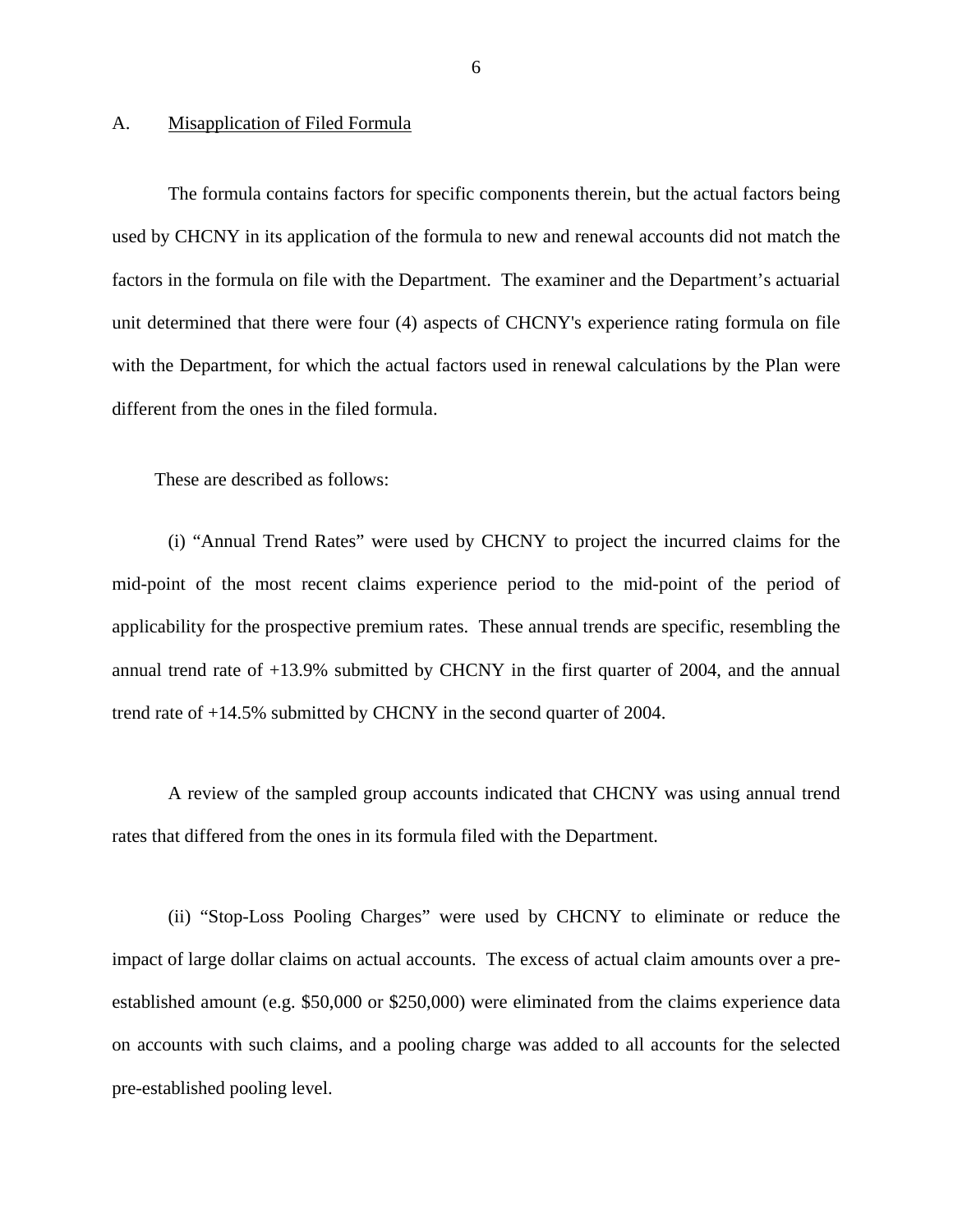## A. Misapplication of Filed Formula

The formula contains factors for specific components therein, but the actual factors being used by CHCNY in its application of the formula to new and renewal accounts did not match the factors in the formula on file with the Department. The examiner and the Department's actuarial unit determined that there were four (4) aspects of CHCNY's experience rating formula on file with the Department, for which the actual factors used in renewal calculations by the Plan were different from the ones in the filed formula.

These are described as follows:

(i) "Annual Trend Rates" were used by CHCNY to project the incurred claims for the mid-point of the most recent claims experience period to the mid-point of the period of applicability for the prospective premium rates. These annual trends are specific, resembling the annual trend rate of +13.9% submitted by CHCNY in the first quarter of 2004, and the annual trend rate of +14.5% submitted by CHCNY in the second quarter of 2004.

A review of the sampled group accounts indicated that CHCNY was using annual trend rates that differed from the ones in its formula filed with the Department.

(ii) "Stop-Loss Pooling Charges" were used by CHCNY to eliminate or reduce the impact of large dollar claims on actual accounts. The excess of actual claim amounts over a pre-established amount (e.g. $50,000 or $250,000) were eliminated from the claims experience data on accounts with such claims, and a pooling charge was added to all accounts for the selected pre-established pooling level.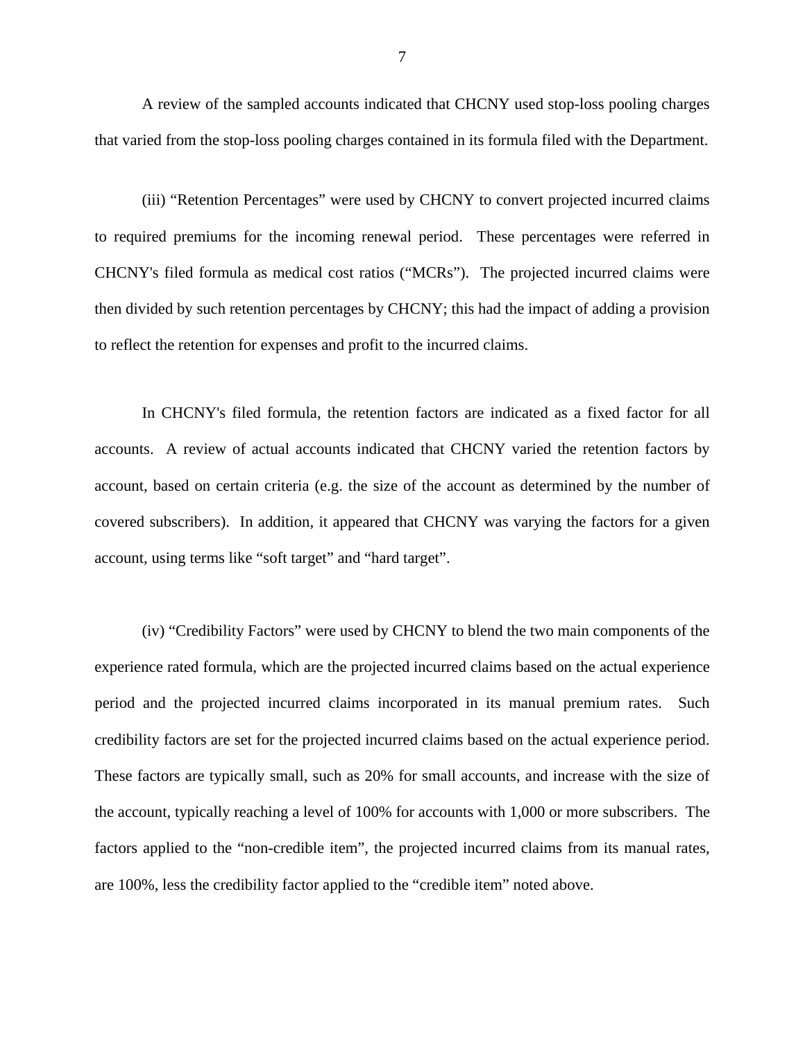A review of the sampled accounts indicated that CHCNY used stop-loss pooling charges that varied from the stop-loss pooling charges contained in its formula filed with the Department.

(iii) "Retention Percentages" were used by CHCNY to convert projected incurred claims to required premiums for the incoming renewal period. These percentages were referred in CHCNY's filed formula as medical cost ratios ("MCRs"). The projected incurred claims were then divided by such retention percentages by CHCNY; this had the impact of adding a provision to reflect the retention for expenses and profit to the incurred claims.

In CHCNY's filed formula, the retention factors are indicated as a fixed factor for all accounts. A review of actual accounts indicated that CHCNY varied the retention factors by account, based on certain criteria (e.g. the size of the account as determined by the number of covered subscribers). In addition, it appeared that CHCNY was varying the factors for a given account, using terms like "soft target" and "hard target".

(iv) "Credibility Factors" were used by CHCNY to blend the two main components of the experience rated formula, which are the projected incurred claims based on the actual experience period and the projected incurred claims incorporated in its manual premium rates. Such credibility factors are set for the projected incurred claims based on the actual experience period. These factors are typically small, such as 20% for small accounts, and increase with the size of the account, typically reaching a level of 100% for accounts with 1,000 or more subscribers. The factors applied to the "non-credible item", the projected incurred claims from its manual rates, are 100%, less the credibility factor applied to the "credible item" noted above.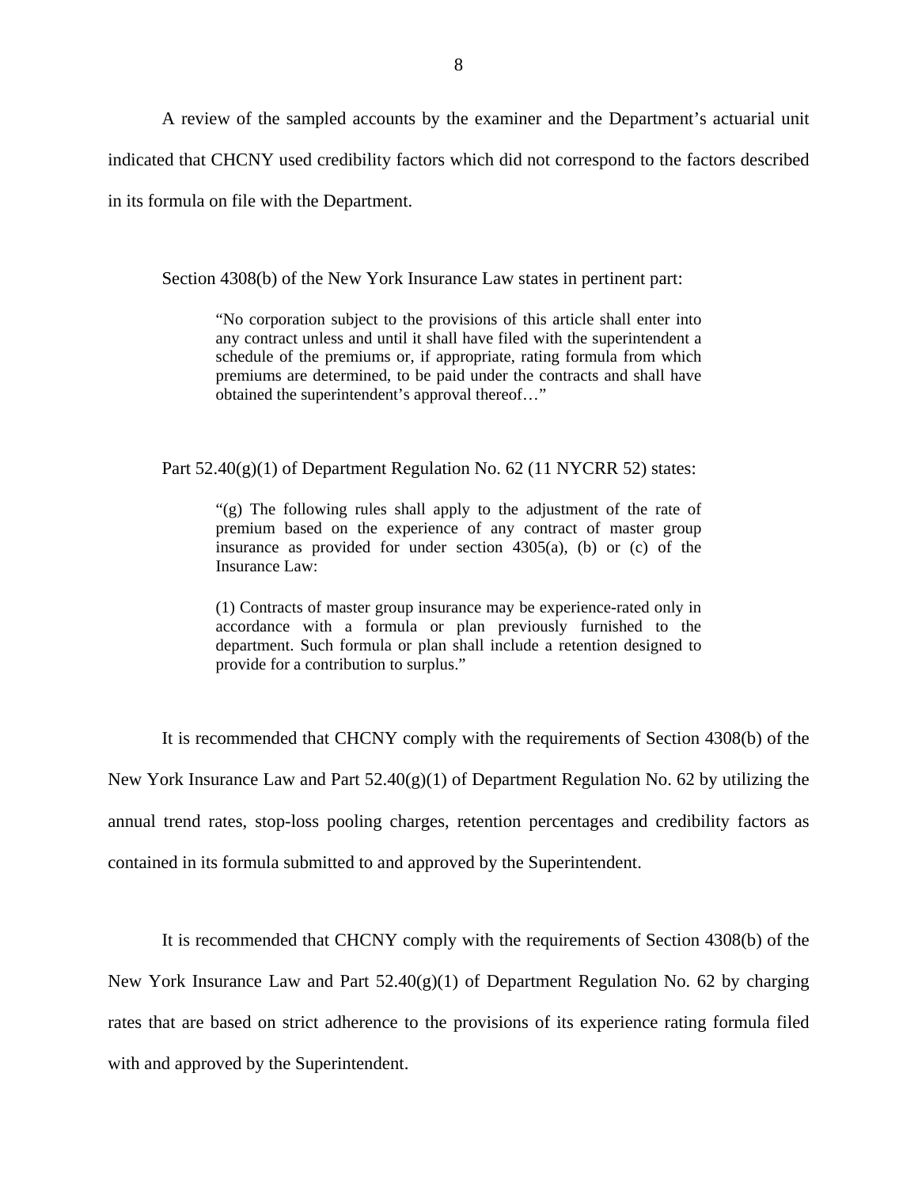A review of the sampled accounts by the examiner and the Department's actuarial unit indicated that CHCNY used credibility factors which did not correspond to the factors described in its formula on file with the Department.

Section 4308(b) of the New York Insurance Law states in pertinent part:

> "No corporation subject to the provisions of this article shall enter into any contract unless and until it shall have filed with the superintendent a schedule of the premiums or, if appropriate, rating formula from which premiums are determined, to be paid under the contracts and shall have obtained the superintendent's approval thereof…"

Part 52.40(g)(1) of Department Regulation No. 62 (11 NYCRR 52) states:

> "(g) The following rules shall apply to the adjustment of the rate of premium based on the experience of any contract of master group insurance as provided for under section 4305(a), (b) or (c) of the Insurance Law:
>
> (1) Contracts of master group insurance may be experience-rated only in accordance with a formula or plan previously furnished to the department. Such formula or plan shall include a retention designed to provide for a contribution to surplus."

It is recommended that CHCNY comply with the requirements of Section 4308(b) of the New York Insurance Law and Part 52.40(g)(1) of Department Regulation No. 62 by utilizing the annual trend rates, stop-loss pooling charges, retention percentages and credibility factors as contained in its formula submitted to and approved by the Superintendent.

It is recommended that CHCNY comply with the requirements of Section 4308(b) of the New York Insurance Law and Part 52.40(g)(1) of Department Regulation No. 62 by charging rates that are based on strict adherence to the provisions of its experience rating formula filed with and approved by the Superintendent.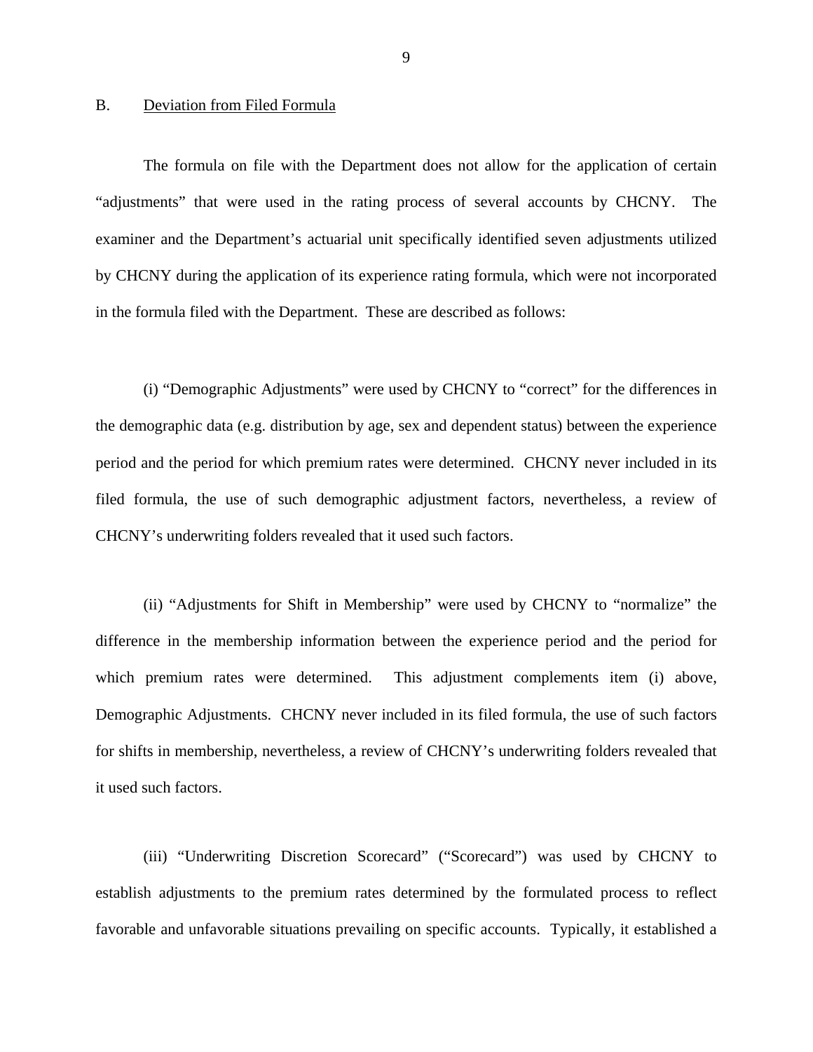## B. Deviation from Filed Formula

The formula on file with the Department does not allow for the application of certain "adjustments" that were used in the rating process of several accounts by CHCNY. The examiner and the Department's actuarial unit specifically identified seven adjustments utilized by CHCNY during the application of its experience rating formula, which were not incorporated in the formula filed with the Department. These are described as follows:

(i) "Demographic Adjustments" were used by CHCNY to "correct" for the differences in the demographic data (e.g. distribution by age, sex and dependent status) between the experience period and the period for which premium rates were determined. CHCNY never included in its filed formula, the use of such demographic adjustment factors, nevertheless, a review of CHCNY's underwriting folders revealed that it used such factors.

(ii) "Adjustments for Shift in Membership" were used by CHCNY to "normalize" the difference in the membership information between the experience period and the period for which premium rates were determined. This adjustment complements item (i) above, Demographic Adjustments. CHCNY never included in its filed formula, the use of such factors for shifts in membership, nevertheless, a review of CHCNY's underwriting folders revealed that it used such factors.

(iii) "Underwriting Discretion Scorecard" ("Scorecard") was used by CHCNY to establish adjustments to the premium rates determined by the formulated process to reflect favorable and unfavorable situations prevailing on specific accounts. Typically, it established a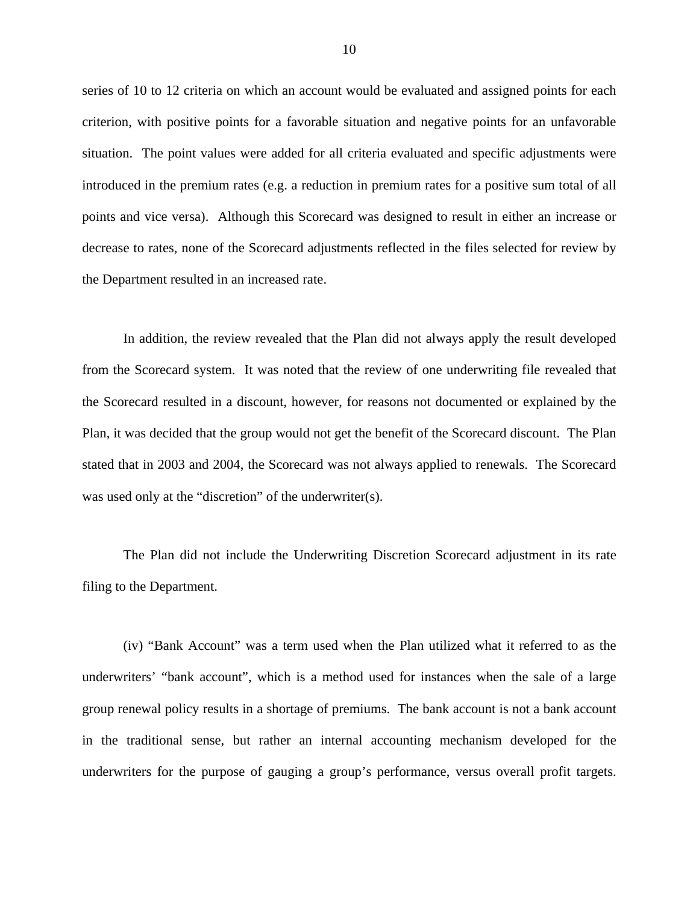series of 10 to 12 criteria on which an account would be evaluated and assigned points for each criterion, with positive points for a favorable situation and negative points for an unfavorable situation. The point values were added for all criteria evaluated and specific adjustments were introduced in the premium rates (e.g. a reduction in premium rates for a positive sum total of all points and vice versa). Although this Scorecard was designed to result in either an increase or decrease to rates, none of the Scorecard adjustments reflected in the files selected for review by the Department resulted in an increased rate.

In addition, the review revealed that the Plan did not always apply the result developed from the Scorecard system. It was noted that the review of one underwriting file revealed that the Scorecard resulted in a discount, however, for reasons not documented or explained by the Plan, it was decided that the group would not get the benefit of the Scorecard discount. The Plan stated that in 2003 and 2004, the Scorecard was not always applied to renewals. The Scorecard was used only at the "discretion" of the underwriter(s).

The Plan did not include the Underwriting Discretion Scorecard adjustment in its rate filing to the Department.

(iv) "Bank Account" was a term used when the Plan utilized what it referred to as the underwriters' "bank account", which is a method used for instances when the sale of a large group renewal policy results in a shortage of premiums. The bank account is not a bank account in the traditional sense, but rather an internal accounting mechanism developed for the underwriters for the purpose of gauging a group's performance, versus overall profit targets.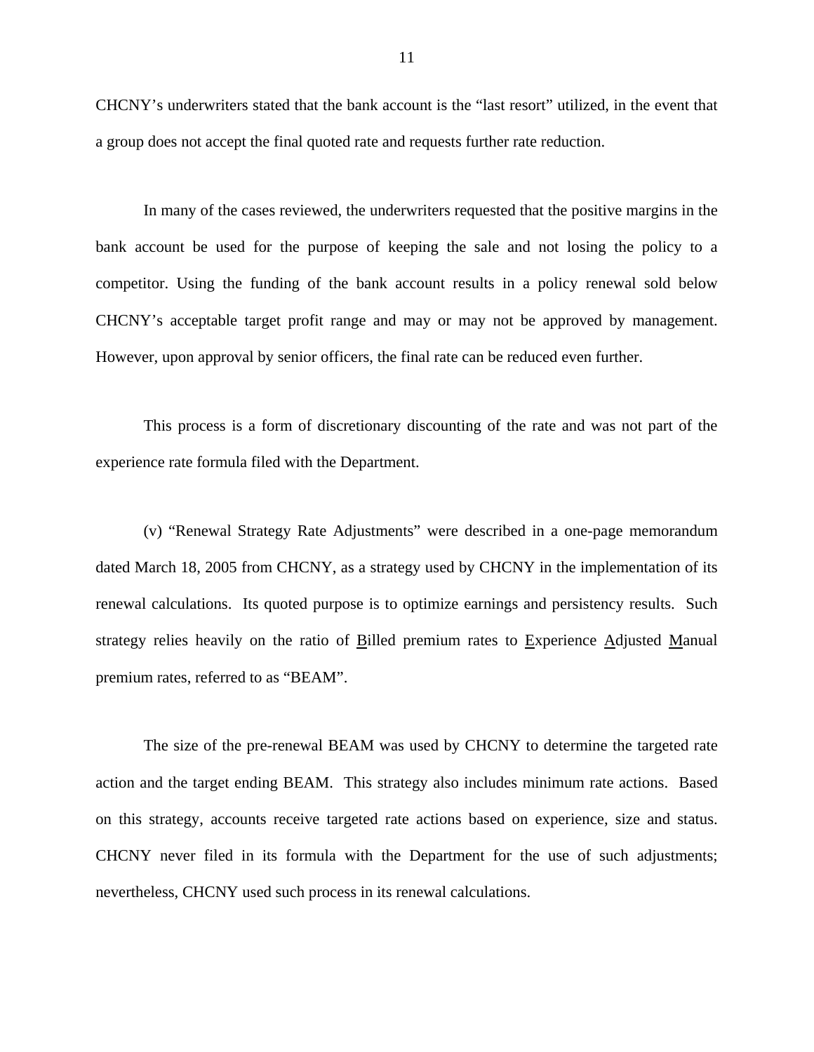CHCNY's underwriters stated that the bank account is the "last resort" utilized, in the event that a group does not accept the final quoted rate and requests further rate reduction.

In many of the cases reviewed, the underwriters requested that the positive margins in the bank account be used for the purpose of keeping the sale and not losing the policy to a competitor. Using the funding of the bank account results in a policy renewal sold below CHCNY's acceptable target profit range and may or may not be approved by management. However, upon approval by senior officers, the final rate can be reduced even further.

This process is a form of discretionary discounting of the rate and was not part of the experience rate formula filed with the Department.

(v) "Renewal Strategy Rate Adjustments" were described in a one-page memorandum dated March 18, 2005 from CHCNY, as a strategy used by CHCNY in the implementation of its renewal calculations. Its quoted purpose is to optimize earnings and persistency results. Such strategy relies heavily on the ratio of <u>B</u>illed premium rates to <u>E</u>xperience <u>A</u>djusted <u>M</u>anual premium rates, referred to as "BEAM".

The size of the pre-renewal BEAM was used by CHCNY to determine the targeted rate action and the target ending BEAM. This strategy also includes minimum rate actions. Based on this strategy, accounts receive targeted rate actions based on experience, size and status. CHCNY never filed in its formula with the Department for the use of such adjustments; nevertheless, CHCNY used such process in its renewal calculations.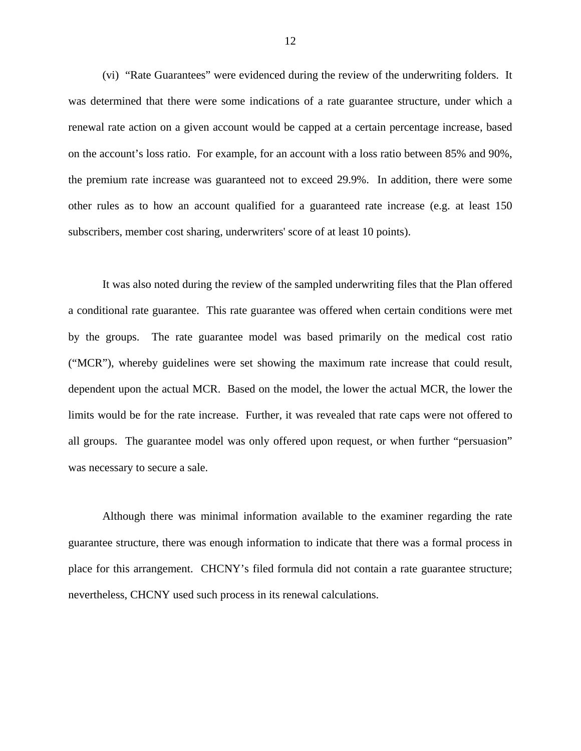(vi) "Rate Guarantees" were evidenced during the review of the underwriting folders. It was determined that there were some indications of a rate guarantee structure, under which a renewal rate action on a given account would be capped at a certain percentage increase, based on the account's loss ratio. For example, for an account with a loss ratio between 85% and 90%, the premium rate increase was guaranteed not to exceed 29.9%. In addition, there were some other rules as to how an account qualified for a guaranteed rate increase (e.g. at least 150 subscribers, member cost sharing, underwriters' score of at least 10 points).

It was also noted during the review of the sampled underwriting files that the Plan offered a conditional rate guarantee. This rate guarantee was offered when certain conditions were met by the groups. The rate guarantee model was based primarily on the medical cost ratio ("MCR"), whereby guidelines were set showing the maximum rate increase that could result, dependent upon the actual MCR. Based on the model, the lower the actual MCR, the lower the limits would be for the rate increase. Further, it was revealed that rate caps were not offered to all groups. The guarantee model was only offered upon request, or when further "persuasion" was necessary to secure a sale.

Although there was minimal information available to the examiner regarding the rate guarantee structure, there was enough information to indicate that there was a formal process in place for this arrangement. CHCNY's filed formula did not contain a rate guarantee structure; nevertheless, CHCNY used such process in its renewal calculations.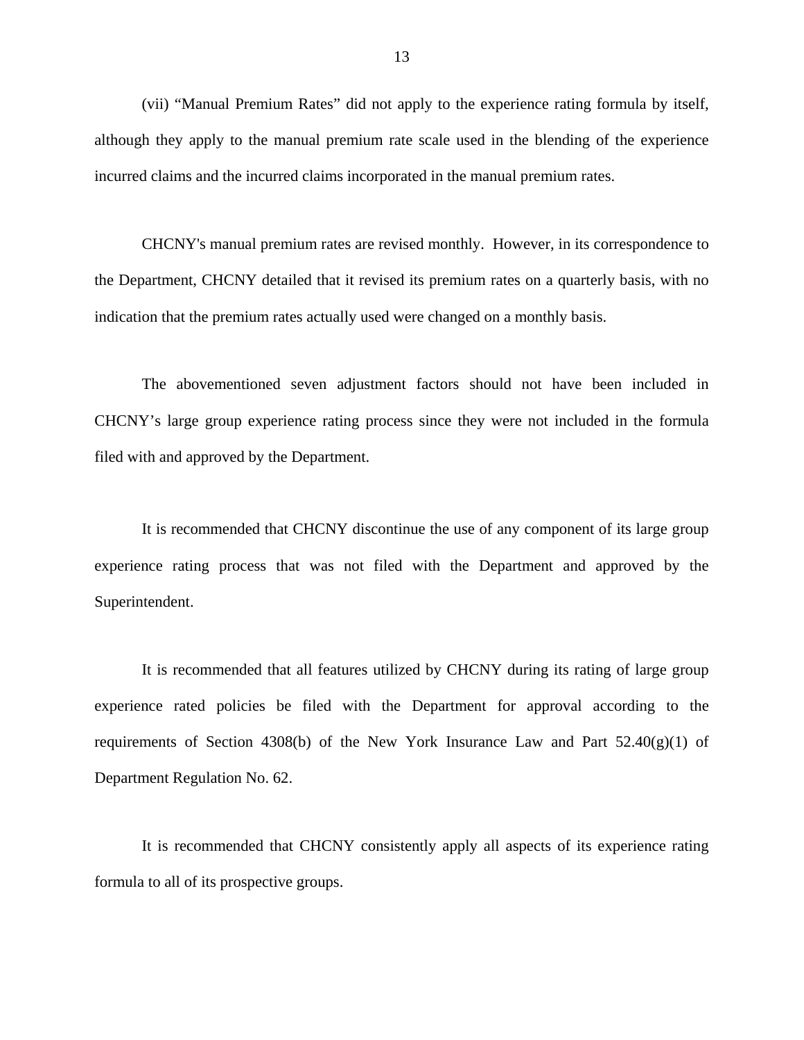(vii) “Manual Premium Rates” did not apply to the experience rating formula by itself, although they apply to the manual premium rate scale used in the blending of the experience incurred claims and the incurred claims incorporated in the manual premium rates.

CHCNY's manual premium rates are revised monthly. However, in its correspondence to the Department, CHCNY detailed that it revised its premium rates on a quarterly basis, with no indication that the premium rates actually used were changed on a monthly basis.

The abovementioned seven adjustment factors should not have been included in CHCNY’s large group experience rating process since they were not included in the formula filed with and approved by the Department.

It is recommended that CHCNY discontinue the use of any component of its large group experience rating process that was not filed with the Department and approved by the Superintendent.

It is recommended that all features utilized by CHCNY during its rating of large group experience rated policies be filed with the Department for approval according to the requirements of Section 4308(b) of the New York Insurance Law and Part 52.40(g)(1) of Department Regulation No. 62.

It is recommended that CHCNY consistently apply all aspects of its experience rating formula to all of its prospective groups.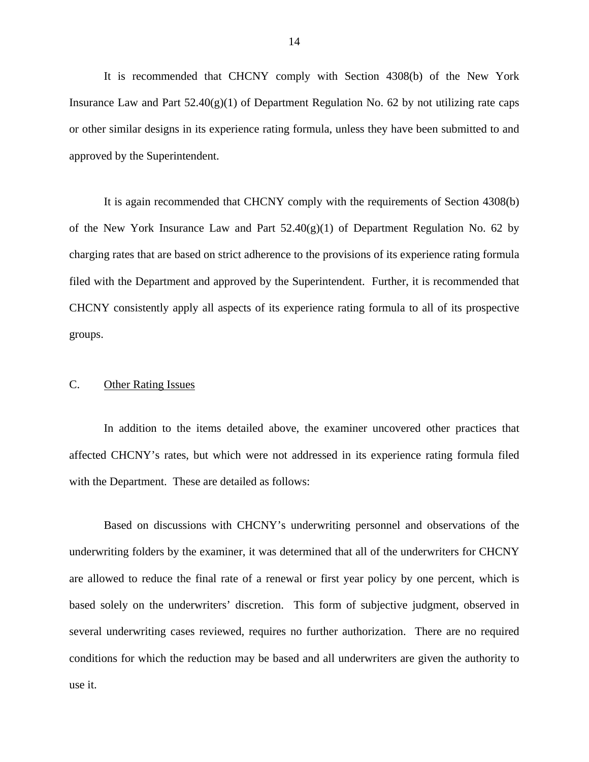It is recommended that CHCNY comply with Section 4308(b) of the New York Insurance Law and Part 52.40(g)(1) of Department Regulation No. 62 by not utilizing rate caps or other similar designs in its experience rating formula, unless they have been submitted to and approved by the Superintendent.

It is again recommended that CHCNY comply with the requirements of Section 4308(b) of the New York Insurance Law and Part 52.40(g)(1) of Department Regulation No. 62 by charging rates that are based on strict adherence to the provisions of its experience rating formula filed with the Department and approved by the Superintendent. Further, it is recommended that CHCNY consistently apply all aspects of its experience rating formula to all of its prospective groups.

### C. Other Rating Issues

In addition to the items detailed above, the examiner uncovered other practices that affected CHCNY's rates, but which were not addressed in its experience rating formula filed with the Department. These are detailed as follows:

Based on discussions with CHCNY's underwriting personnel and observations of the underwriting folders by the examiner, it was determined that all of the underwriters for CHCNY are allowed to reduce the final rate of a renewal or first year policy by one percent, which is based solely on the underwriters' discretion. This form of subjective judgment, observed in several underwriting cases reviewed, requires no further authorization. There are no required conditions for which the reduction may be based and all underwriters are given the authority to use it.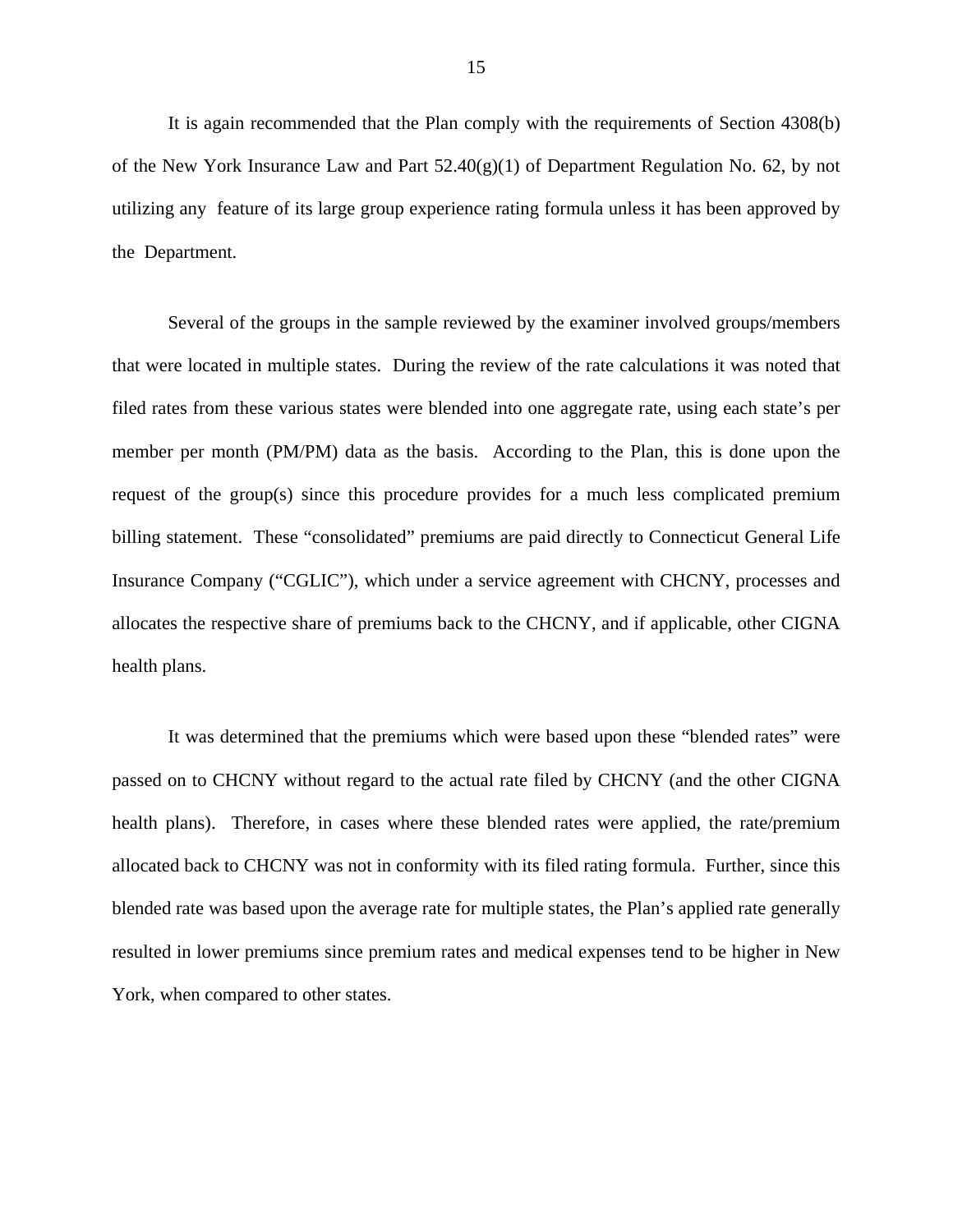It is again recommended that the Plan comply with the requirements of Section 4308(b) of the New York Insurance Law and Part 52.40(g)(1) of Department Regulation No. 62, by not utilizing any feature of its large group experience rating formula unless it has been approved by the Department.

Several of the groups in the sample reviewed by the examiner involved groups/members that were located in multiple states. During the review of the rate calculations it was noted that filed rates from these various states were blended into one aggregate rate, using each state's per member per month (PM/PM) data as the basis. According to the Plan, this is done upon the request of the group(s) since this procedure provides for a much less complicated premium billing statement. These "consolidated" premiums are paid directly to Connecticut General Life Insurance Company ("CGLIC"), which under a service agreement with CHCNY, processes and allocates the respective share of premiums back to the CHCNY, and if applicable, other CIGNA health plans.

It was determined that the premiums which were based upon these "blended rates" were passed on to CHCNY without regard to the actual rate filed by CHCNY (and the other CIGNA health plans). Therefore, in cases where these blended rates were applied, the rate/premium allocated back to CHCNY was not in conformity with its filed rating formula. Further, since this blended rate was based upon the average rate for multiple states, the Plan's applied rate generally resulted in lower premiums since premium rates and medical expenses tend to be higher in New York, when compared to other states.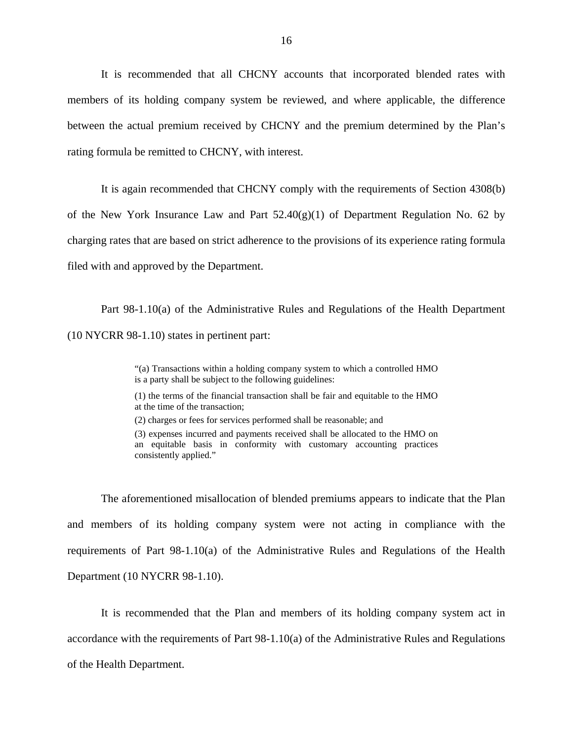It is recommended that all CHCNY accounts that incorporated blended rates with members of its holding company system be reviewed, and where applicable, the difference between the actual premium received by CHCNY and the premium determined by the Plan's rating formula be remitted to CHCNY, with interest.

It is again recommended that CHCNY comply with the requirements of Section 4308(b) of the New York Insurance Law and Part 52.40(g)(1) of Department Regulation No. 62 by charging rates that are based on strict adherence to the provisions of its experience rating formula filed with and approved by the Department.

Part 98-1.10(a) of the Administrative Rules and Regulations of the Health Department (10 NYCRR 98-1.10) states in pertinent part:

> "(a) Transactions within a holding company system to which a controlled HMO is a party shall be subject to the following guidelines:
>
> (1) the terms of the financial transaction shall be fair and equitable to the HMO at the time of the transaction;
>
> (2) charges or fees for services performed shall be reasonable; and
>
> (3) expenses incurred and payments received shall be allocated to the HMO on an equitable basis in conformity with customary accounting practices consistently applied."

The aforementioned misallocation of blended premiums appears to indicate that the Plan and members of its holding company system were not acting in compliance with the requirements of Part 98-1.10(a) of the Administrative Rules and Regulations of the Health Department (10 NYCRR 98-1.10).

It is recommended that the Plan and members of its holding company system act in accordance with the requirements of Part 98-1.10(a) of the Administrative Rules and Regulations of the Health Department.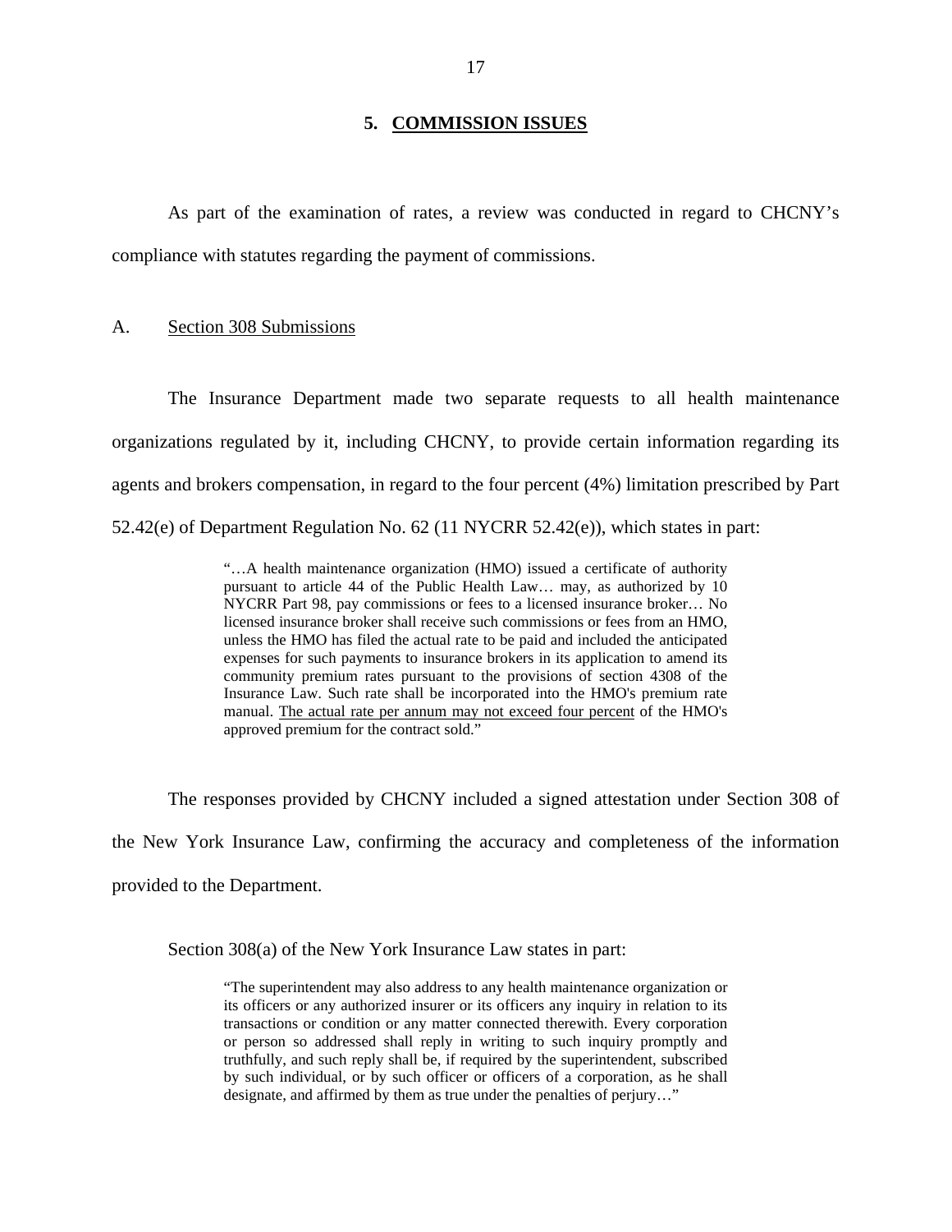## 5. COMMISSION ISSUES

As part of the examination of rates, a review was conducted in regard to CHCNY's compliance with statutes regarding the payment of commissions.

A. Section 308 Submissions

The Insurance Department made two separate requests to all health maintenance organizations regulated by it, including CHCNY, to provide certain information regarding its agents and brokers compensation, in regard to the four percent (4%) limitation prescribed by Part 52.42(e) of Department Regulation No. 62 (11 NYCRR 52.42(e)), which states in part:

> "…A health maintenance organization (HMO) issued a certificate of authority pursuant to article 44 of the Public Health Law… may, as authorized by 10 NYCRR Part 98, pay commissions or fees to a licensed insurance broker… No licensed insurance broker shall receive such commissions or fees from an HMO, unless the HMO has filed the actual rate to be paid and included the anticipated expenses for such payments to insurance brokers in its application to amend its community premium rates pursuant to the provisions of section 4308 of the Insurance Law. Such rate shall be incorporated into the HMO's premium rate manual. The actual rate per annum may not exceed four percent of the HMO's approved premium for the contract sold."

The responses provided by CHCNY included a signed attestation under Section 308 of the New York Insurance Law, confirming the accuracy and completeness of the information provided to the Department.

Section 308(a) of the New York Insurance Law states in part:

> "The superintendent may also address to any health maintenance organization or its officers or any authorized insurer or its officers any inquiry in relation to its transactions or condition or any matter connected therewith. Every corporation or person so addressed shall reply in writing to such inquiry promptly and truthfully, and such reply shall be, if required by the superintendent, subscribed by such individual, or by such officer or officers of a corporation, as he shall designate, and affirmed by them as true under the penalties of perjury…"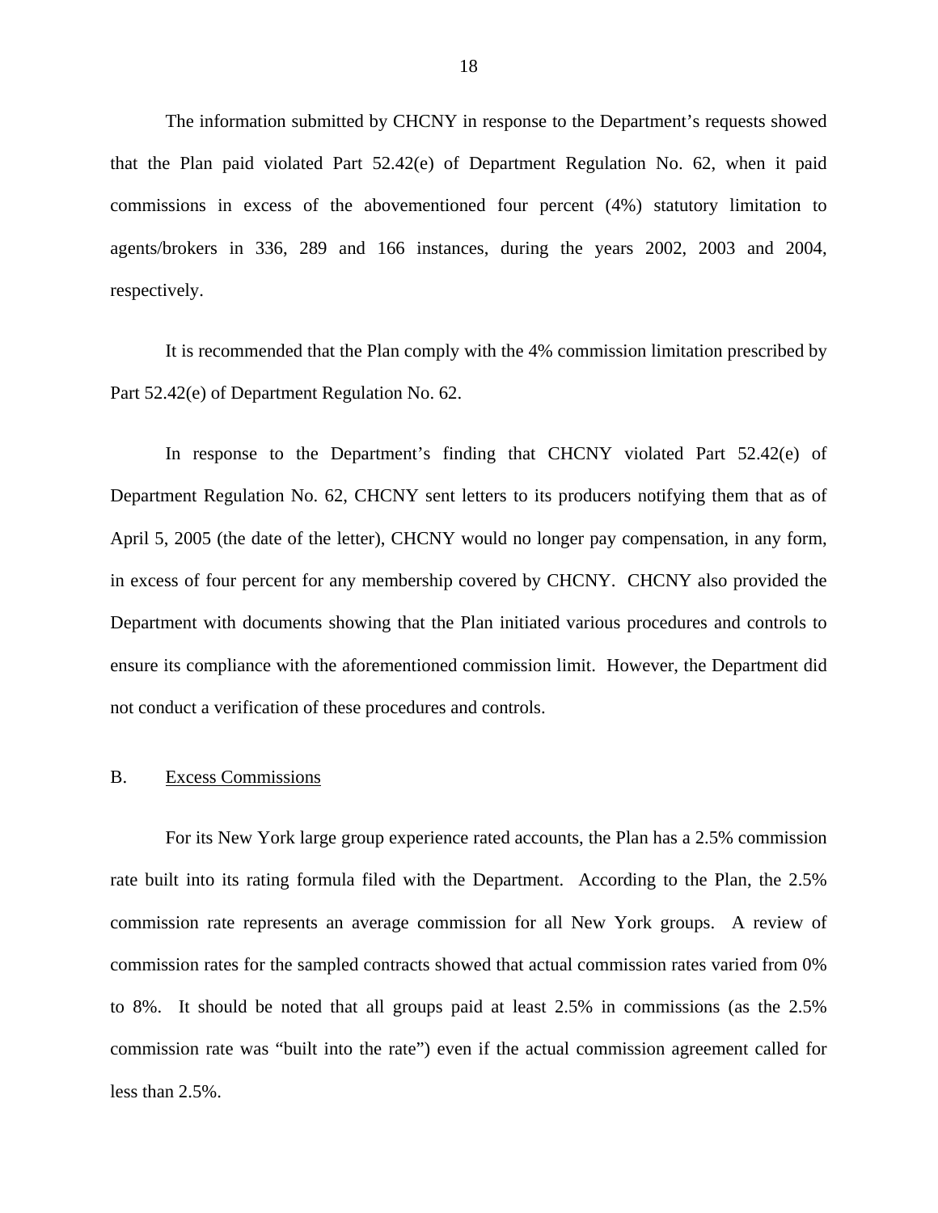The information submitted by CHCNY in response to the Department's requests showed that the Plan paid violated Part 52.42(e) of Department Regulation No. 62, when it paid commissions in excess of the abovementioned four percent (4%) statutory limitation to agents/brokers in 336, 289 and 166 instances, during the years 2002, 2003 and 2004, respectively.

It is recommended that the Plan comply with the 4% commission limitation prescribed by Part 52.42(e) of Department Regulation No. 62.

In response to the Department's finding that CHCNY violated Part 52.42(e) of Department Regulation No. 62, CHCNY sent letters to its producers notifying them that as of April 5, 2005 (the date of the letter), CHCNY would no longer pay compensation, in any form, in excess of four percent for any membership covered by CHCNY. CHCNY also provided the Department with documents showing that the Plan initiated various procedures and controls to ensure its compliance with the aforementioned commission limit. However, the Department did not conduct a verification of these procedures and controls.

## B. Excess Commissions

For its New York large group experience rated accounts, the Plan has a 2.5% commission rate built into its rating formula filed with the Department. According to the Plan, the 2.5% commission rate represents an average commission for all New York groups. A review of commission rates for the sampled contracts showed that actual commission rates varied from 0% to 8%. It should be noted that all groups paid at least 2.5% in commissions (as the 2.5% commission rate was "built into the rate") even if the actual commission agreement called for less than 2.5%.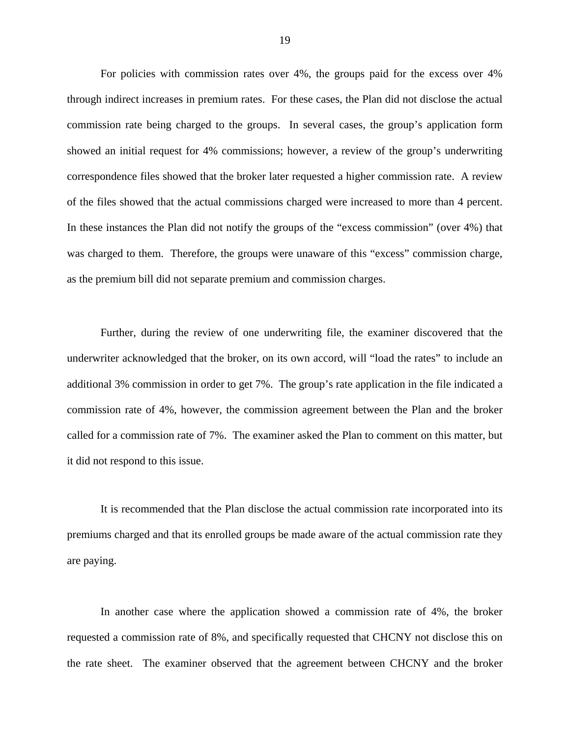For policies with commission rates over 4%, the groups paid for the excess over 4% through indirect increases in premium rates. For these cases, the Plan did not disclose the actual commission rate being charged to the groups. In several cases, the group's application form showed an initial request for 4% commissions; however, a review of the group's underwriting correspondence files showed that the broker later requested a higher commission rate. A review of the files showed that the actual commissions charged were increased to more than 4 percent. In these instances the Plan did not notify the groups of the "excess commission" (over 4%) that was charged to them. Therefore, the groups were unaware of this "excess" commission charge, as the premium bill did not separate premium and commission charges.

Further, during the review of one underwriting file, the examiner discovered that the underwriter acknowledged that the broker, on its own accord, will "load the rates" to include an additional 3% commission in order to get 7%. The group's rate application in the file indicated a commission rate of 4%, however, the commission agreement between the Plan and the broker called for a commission rate of 7%. The examiner asked the Plan to comment on this matter, but it did not respond to this issue.

It is recommended that the Plan disclose the actual commission rate incorporated into its premiums charged and that its enrolled groups be made aware of the actual commission rate they are paying.

In another case where the application showed a commission rate of 4%, the broker requested a commission rate of 8%, and specifically requested that CHCNY not disclose this on the rate sheet. The examiner observed that the agreement between CHCNY and the broker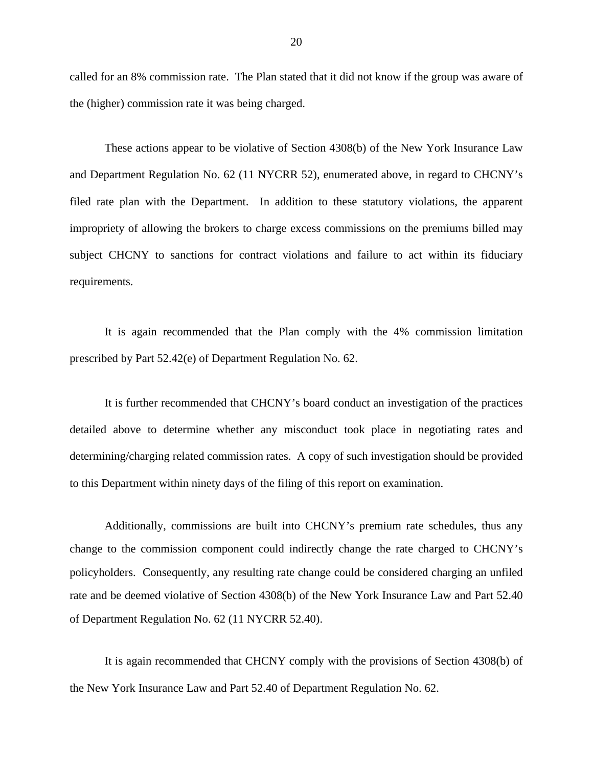called for an 8% commission rate. The Plan stated that it did not know if the group was aware of the (higher) commission rate it was being charged.

These actions appear to be violative of Section 4308(b) of the New York Insurance Law and Department Regulation No. 62 (11 NYCRR 52), enumerated above, in regard to CHCNY's filed rate plan with the Department. In addition to these statutory violations, the apparent impropriety of allowing the brokers to charge excess commissions on the premiums billed may subject CHCNY to sanctions for contract violations and failure to act within its fiduciary requirements.

It is again recommended that the Plan comply with the 4% commission limitation prescribed by Part 52.42(e) of Department Regulation No. 62.

It is further recommended that CHCNY's board conduct an investigation of the practices detailed above to determine whether any misconduct took place in negotiating rates and determining/charging related commission rates. A copy of such investigation should be provided to this Department within ninety days of the filing of this report on examination.

Additionally, commissions are built into CHCNY's premium rate schedules, thus any change to the commission component could indirectly change the rate charged to CHCNY's policyholders. Consequently, any resulting rate change could be considered charging an unfiled rate and be deemed violative of Section 4308(b) of the New York Insurance Law and Part 52.40 of Department Regulation No. 62 (11 NYCRR 52.40).

It is again recommended that CHCNY comply with the provisions of Section 4308(b) of the New York Insurance Law and Part 52.40 of Department Regulation No. 62.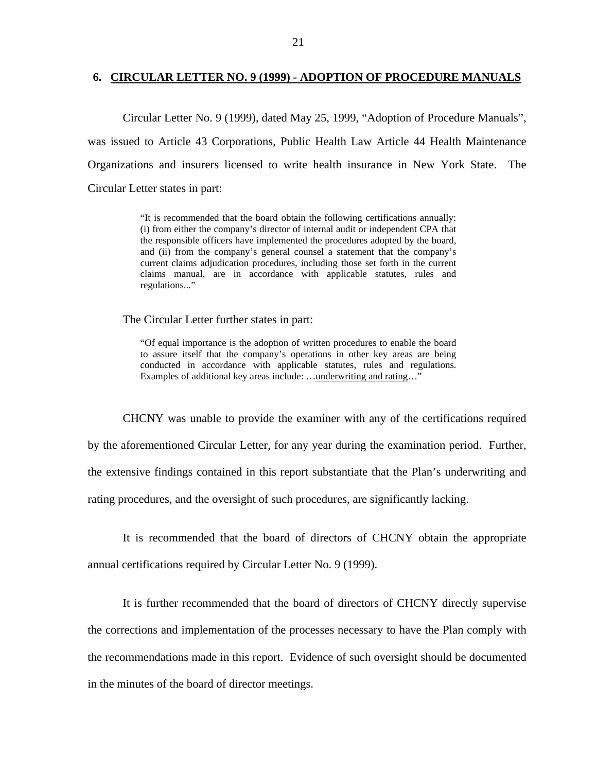## 6. CIRCULAR LETTER NO. 9 (1999) - ADOPTION OF PROCEDURE MANUALS

Circular Letter No. 9 (1999), dated May 25, 1999, "Adoption of Procedure Manuals", was issued to Article 43 Corporations, Public Health Law Article 44 Health Maintenance Organizations and insurers licensed to write health insurance in New York State. The Circular Letter states in part:

> "It is recommended that the board obtain the following certifications annually: (i) from either the company's director of internal audit or independent CPA that the responsible officers have implemented the procedures adopted by the board, and (ii) from the company's general counsel a statement that the company's current claims adjudication procedures, including those set forth in the current claims manual, are in accordance with applicable statutes, rules and regulations..."

The Circular Letter further states in part:

> "Of equal importance is the adoption of written procedures to enable the board to assure itself that the company's operations in other key areas are being conducted in accordance with applicable statutes, rules and regulations. Examples of additional key areas include: …<u>underwriting and rating</u>…"

CHCNY was unable to provide the examiner with any of the certifications required by the aforementioned Circular Letter, for any year during the examination period. Further, the extensive findings contained in this report substantiate that the Plan's underwriting and rating procedures, and the oversight of such procedures, are significantly lacking.

It is recommended that the board of directors of CHCNY obtain the appropriate annual certifications required by Circular Letter No. 9 (1999).

It is further recommended that the board of directors of CHCNY directly supervise the corrections and implementation of the processes necessary to have the Plan comply with the recommendations made in this report. Evidence of such oversight should be documented in the minutes of the board of director meetings.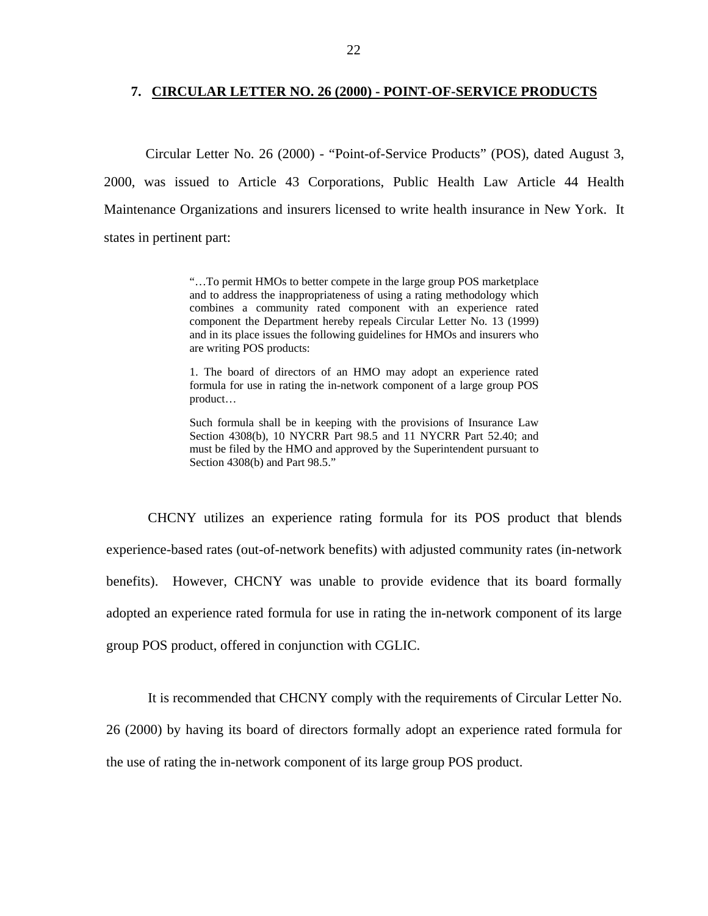## 7. CIRCULAR LETTER NO. 26 (2000) - POINT-OF-SERVICE PRODUCTS

Circular Letter No. 26 (2000) - "Point-of-Service Products" (POS), dated August 3, 2000, was issued to Article 43 Corporations, Public Health Law Article 44 Health Maintenance Organizations and insurers licensed to write health insurance in New York. It states in pertinent part:

> "…To permit HMOs to better compete in the large group POS marketplace and to address the inappropriateness of using a rating methodology which combines a community rated component with an experience rated component the Department hereby repeals Circular Letter No. 13 (1999) and in its place issues the following guidelines for HMOs and insurers who are writing POS products:
>
> 1. The board of directors of an HMO may adopt an experience rated formula for use in rating the in-network component of a large group POS product…
>
> Such formula shall be in keeping with the provisions of Insurance Law Section 4308(b), 10 NYCRR Part 98.5 and 11 NYCRR Part 52.40; and must be filed by the HMO and approved by the Superintendent pursuant to Section 4308(b) and Part 98.5."

CHCNY utilizes an experience rating formula for its POS product that blends experience-based rates (out-of-network benefits) with adjusted community rates (in-network benefits). However, CHCNY was unable to provide evidence that its board formally adopted an experience rated formula for use in rating the in-network component of its large group POS product, offered in conjunction with CGLIC.

It is recommended that CHCNY comply with the requirements of Circular Letter No. 26 (2000) by having its board of directors formally adopt an experience rated formula for the use of rating the in-network component of its large group POS product.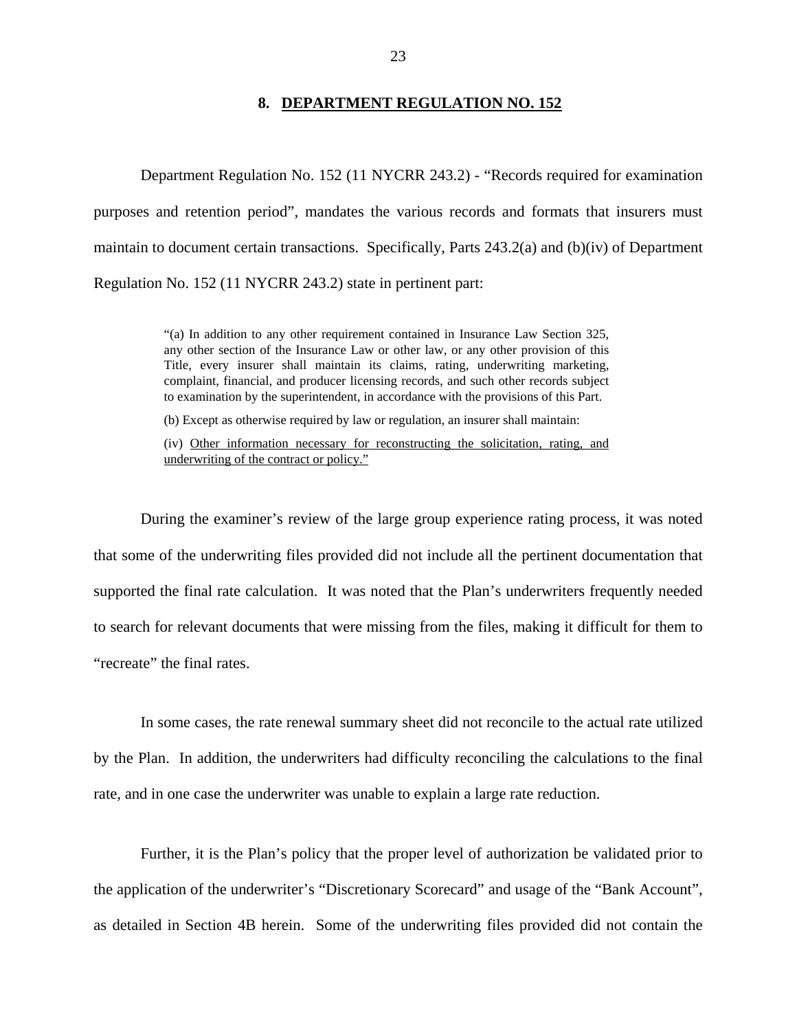## 8. DEPARTMENT REGULATION NO. 152

Department Regulation No. 152 (11 NYCRR 243.2) - "Records required for examination purposes and retention period", mandates the various records and formats that insurers must maintain to document certain transactions. Specifically, Parts 243.2(a) and (b)(iv) of Department Regulation No. 152 (11 NYCRR 243.2) state in pertinent part:

> "(a) In addition to any other requirement contained in Insurance Law Section 325, any other section of the Insurance Law or other law, or any other provision of this Title, every insurer shall maintain its claims, rating, underwriting marketing, complaint, financial, and producer licensing records, and such other records subject to examination by the superintendent, in accordance with the provisions of this Part.
>
> (b) Except as otherwise required by law or regulation, an insurer shall maintain:
>
> (iv) <u>Other information necessary for reconstructing the solicitation, rating, and underwriting of the contract or policy."</u>

During the examiner's review of the large group experience rating process, it was noted that some of the underwriting files provided did not include all the pertinent documentation that supported the final rate calculation. It was noted that the Plan's underwriters frequently needed to search for relevant documents that were missing from the files, making it difficult for them to "recreate" the final rates.

In some cases, the rate renewal summary sheet did not reconcile to the actual rate utilized by the Plan. In addition, the underwriters had difficulty reconciling the calculations to the final rate, and in one case the underwriter was unable to explain a large rate reduction.

Further, it is the Plan's policy that the proper level of authorization be validated prior to the application of the underwriter's "Discretionary Scorecard" and usage of the "Bank Account", as detailed in Section 4B herein. Some of the underwriting files provided did not contain the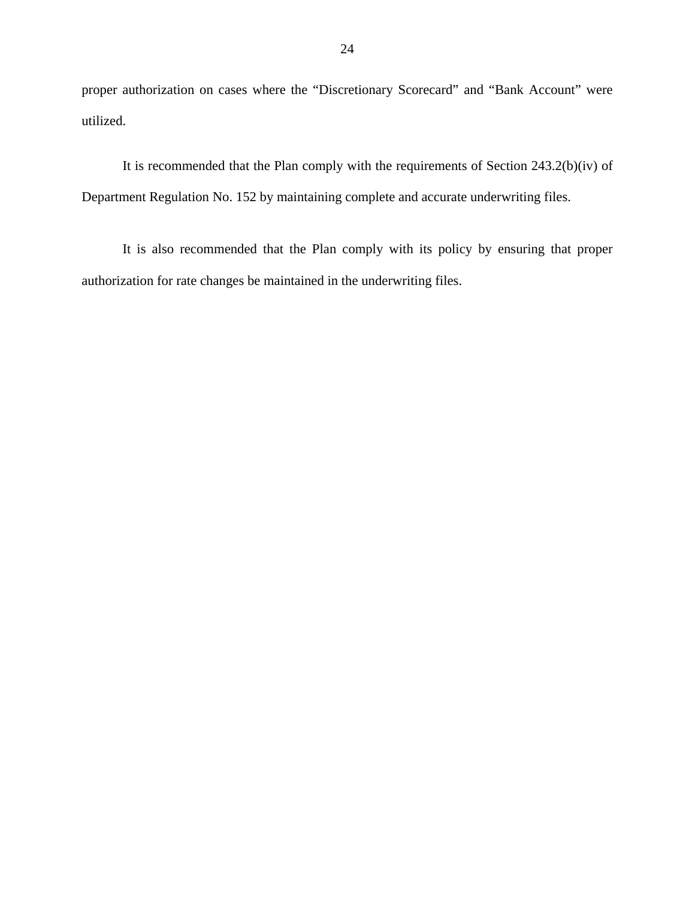proper authorization on cases where the “Discretionary Scorecard” and “Bank Account” were utilized.

It is recommended that the Plan comply with the requirements of Section 243.2(b)(iv) of Department Regulation No. 152 by maintaining complete and accurate underwriting files.

It is also recommended that the Plan comply with its policy by ensuring that proper authorization for rate changes be maintained in the underwriting files.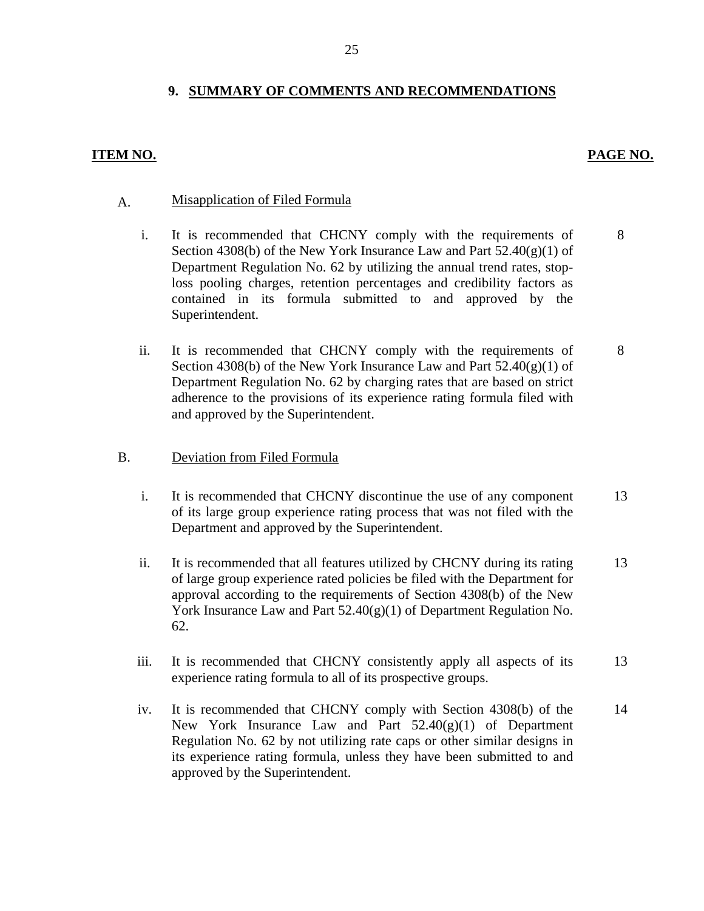## 9. SUMMARY OF COMMENTS AND RECOMMENDATIONS

| ITEM NO. | | PAGE NO. |
|---|---|---|
| A. | Misapplication of Filed Formula | |
| i. | It is recommended that CHCNY comply with the requirements of Section 4308(b) of the New York Insurance Law and Part 52.40(g)(1) of Department Regulation No. 62 by utilizing the annual trend rates, stop-loss pooling charges, retention percentages and credibility factors as contained in its formula submitted to and approved by the Superintendent. | 8 |
| ii. | It is recommended that CHCNY comply with the requirements of Section 4308(b) of the New York Insurance Law and Part 52.40(g)(1) of Department Regulation No. 62 by charging rates that are based on strict adherence to the provisions of its experience rating formula filed with and approved by the Superintendent. | 8 |
| B. | Deviation from Filed Formula | |
| i. | It is recommended that CHCNY discontinue the use of any component of its large group experience rating process that was not filed with the Department and approved by the Superintendent. | 13 |
| ii. | It is recommended that all features utilized by CHCNY during its rating of large group experience rated policies be filed with the Department for approval according to the requirements of Section 4308(b) of the New York Insurance Law and Part 52.40(g)(1) of Department Regulation No. 62. | 13 |
| iii. | It is recommended that CHCNY consistently apply all aspects of its experience rating formula to all of its prospective groups. | 13 |
| iv. | It is recommended that CHCNY comply with Section 4308(b) of the New York Insurance Law and Part 52.40(g)(1) of Department Regulation No. 62 by not utilizing rate caps or other similar designs in its experience rating formula, unless they have been submitted to and approved by the Superintendent. | 14 |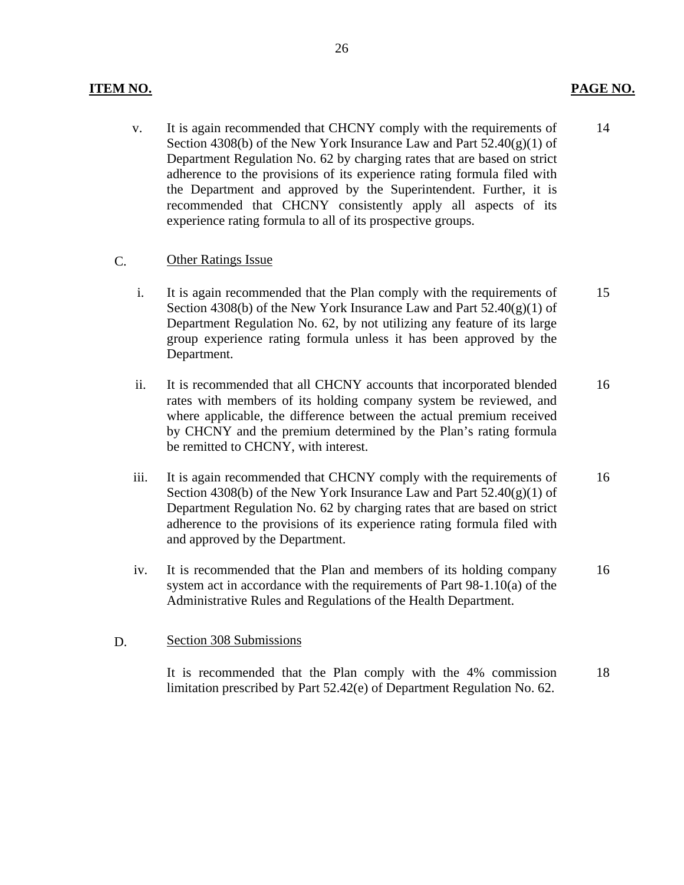| ITEM NO. | | PAGE NO. |
|---|---|---|
| v. | It is again recommended that CHCNY comply with the requirements of Section 4308(b) of the New York Insurance Law and Part 52.40(g)(1) of Department Regulation No. 62 by charging rates that are based on strict adherence to the provisions of its experience rating formula filed with the Department and approved by the Superintendent. Further, it is recommended that CHCNY consistently apply all aspects of its experience rating formula to all of its prospective groups. | 14 |
| C. | Other Ratings Issue | |
| i. | It is again recommended that the Plan comply with the requirements of Section 4308(b) of the New York Insurance Law and Part 52.40(g)(1) of Department Regulation No. 62, by not utilizing any feature of its large group experience rating formula unless it has been approved by the Department. | 15 |
| ii. | It is recommended that all CHCNY accounts that incorporated blended rates with members of its holding company system be reviewed, and where applicable, the difference between the actual premium received by CHCNY and the premium determined by the Plan's rating formula be remitted to CHCNY, with interest. | 16 |
| iii. | It is again recommended that CHCNY comply with the requirements of Section 4308(b) of the New York Insurance Law and Part 52.40(g)(1) of Department Regulation No. 62 by charging rates that are based on strict adherence to the provisions of its experience rating formula filed with and approved by the Department. | 16 |
| iv. | It is recommended that the Plan and members of its holding company system act in accordance with the requirements of Part 98-1.10(a) of the Administrative Rules and Regulations of the Health Department. | 16 |
| D. | Section 308 Submissions | |
| | It is recommended that the Plan comply with the 4% commission limitation prescribed by Part 52.42(e) of Department Regulation No. 62. | 18 |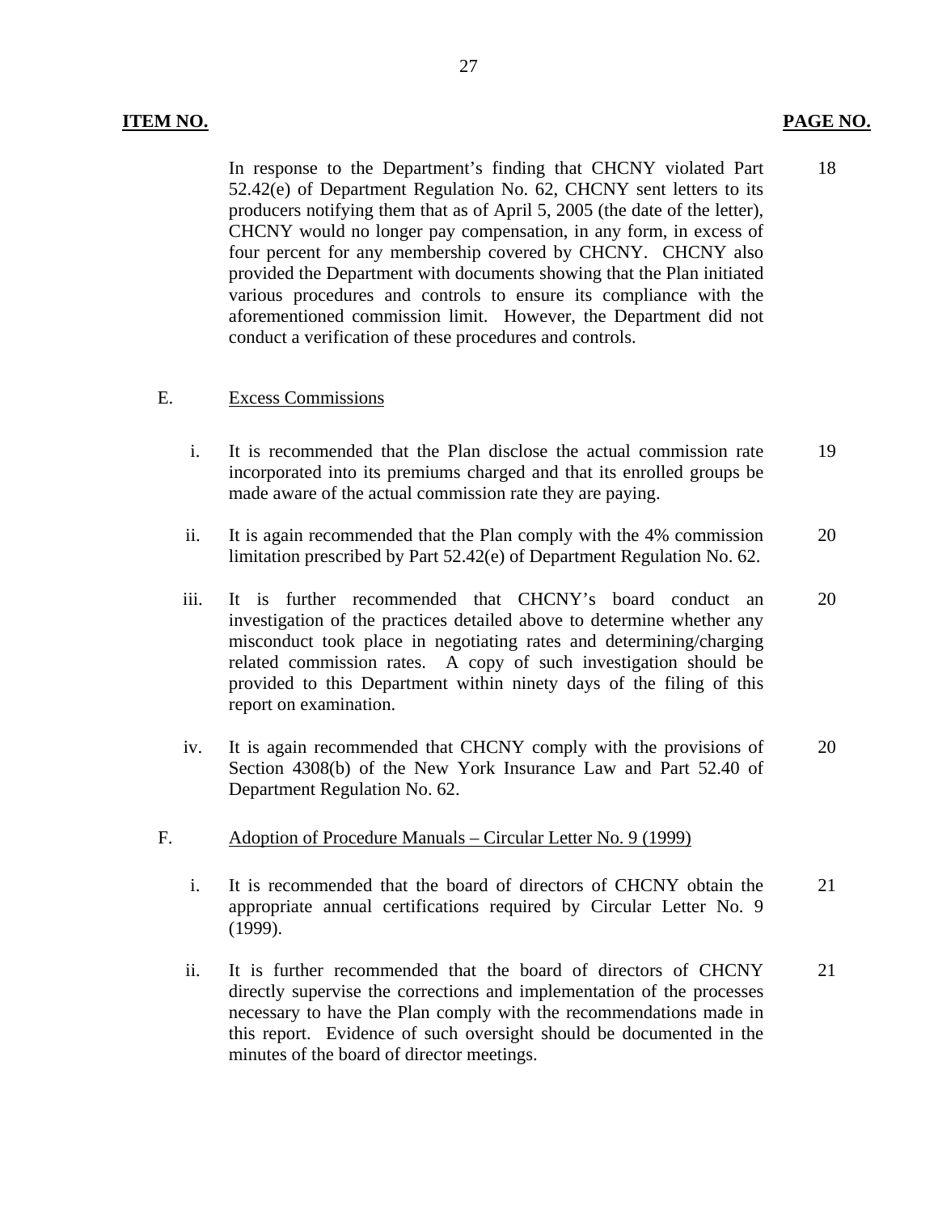| ITEM NO. | | PAGE NO. |
|---|---|---|
| | In response to the Department's finding that CHCNY violated Part 52.42(e) of Department Regulation No. 62, CHCNY sent letters to its producers notifying them that as of April 5, 2005 (the date of the letter), CHCNY would no longer pay compensation, in any form, in excess of four percent for any membership covered by CHCNY. CHCNY also provided the Department with documents showing that the Plan initiated various procedures and controls to ensure its compliance with the aforementioned commission limit. However, the Department did not conduct a verification of these procedures and controls. | 18 |
| E. | Excess Commissions | |
| i. | It is recommended that the Plan disclose the actual commission rate incorporated into its premiums charged and that its enrolled groups be made aware of the actual commission rate they are paying. | 19 |
| ii. | It is again recommended that the Plan comply with the 4% commission limitation prescribed by Part 52.42(e) of Department Regulation No. 62. | 20 |
| iii. | It is further recommended that CHCNY's board conduct an investigation of the practices detailed above to determine whether any misconduct took place in negotiating rates and determining/charging related commission rates. A copy of such investigation should be provided to this Department within ninety days of the filing of this report on examination. | 20 |
| iv. | It is again recommended that CHCNY comply with the provisions of Section 4308(b) of the New York Insurance Law and Part 52.40 of Department Regulation No. 62. | 20 |
| F. | Adoption of Procedure Manuals – Circular Letter No. 9 (1999) | |
| i. | It is recommended that the board of directors of CHCNY obtain the appropriate annual certifications required by Circular Letter No. 9 (1999). | 21 |
| ii. | It is further recommended that the board of directors of CHCNY directly supervise the corrections and implementation of the processes necessary to have the Plan comply with the recommendations made in this report. Evidence of such oversight should be documented in the minutes of the board of director meetings. | 21 |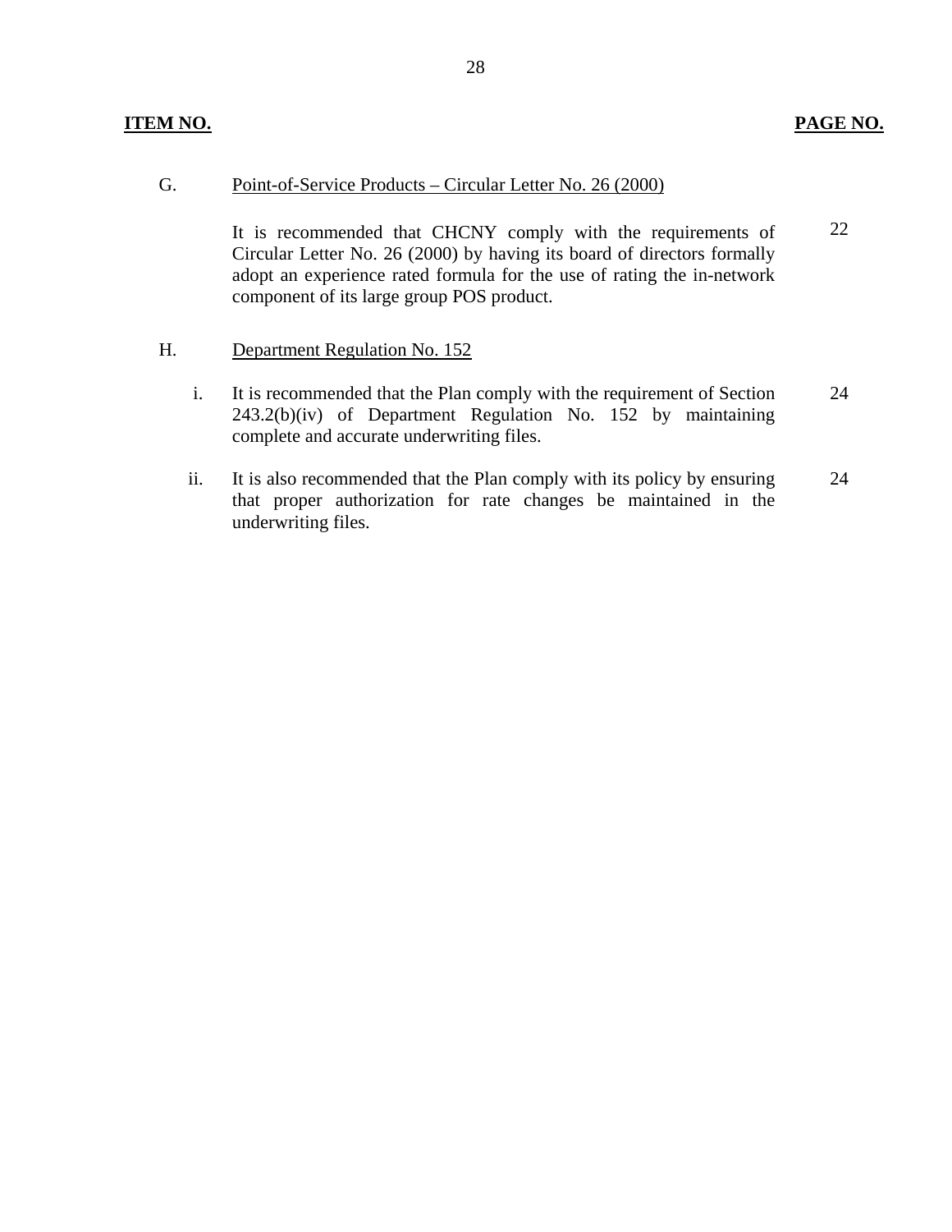| ITEM NO. | | PAGE NO. |
|---|---|---|
| G. | Point-of-Service Products – Circular Letter No. 26 (2000) | |
| | It is recommended that CHCNY comply with the requirements of Circular Letter No. 26 (2000) by having its board of directors formally adopt an experience rated formula for the use of rating the in-network component of its large group POS product. | 22 |
| H. | Department Regulation No. 152 | |
| i. | It is recommended that the Plan comply with the requirement of Section 243.2(b)(iv) of Department Regulation No. 152 by maintaining complete and accurate underwriting files. | 24 |
| ii. | It is also recommended that the Plan comply with its policy by ensuring that proper authorization for rate changes be maintained in the underwriting files. | 24 |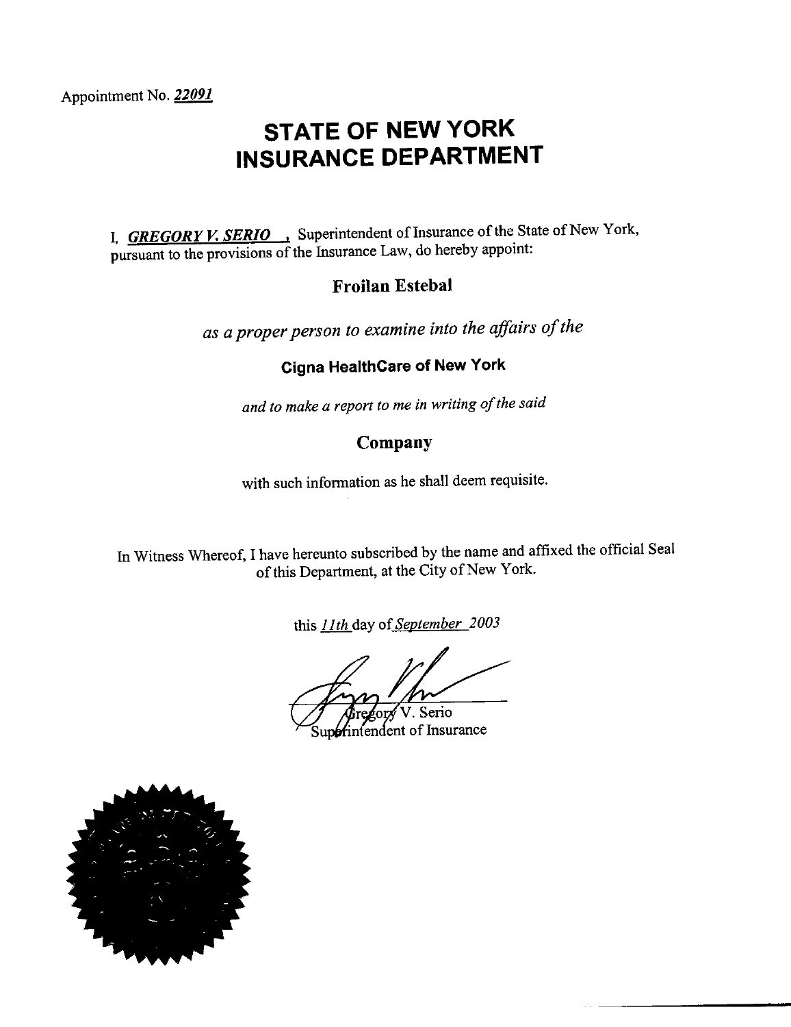Appointment No. *22091*

# STATE OF NEW YORK
# INSURANCE DEPARTMENT

I, ***GREGORY V. SERIO*** , Superintendent of Insurance of the State of New York, pursuant to the provisions of the Insurance Law, do hereby appoint:

**Froilan Estebal**

*as a proper person to examine into the affairs of the*

**Cigna HealthCare of New York**

*and to make a report to me in writing of the said*

**Company**

with such information as he shall deem requisite.

In Witness Whereof, I have hereunto subscribed by the name and affixed the official Seal of this Department, at the City of New York.

this *11th* day of *September* *2003*

Gregory V. Serio
Superintendent of Insurance